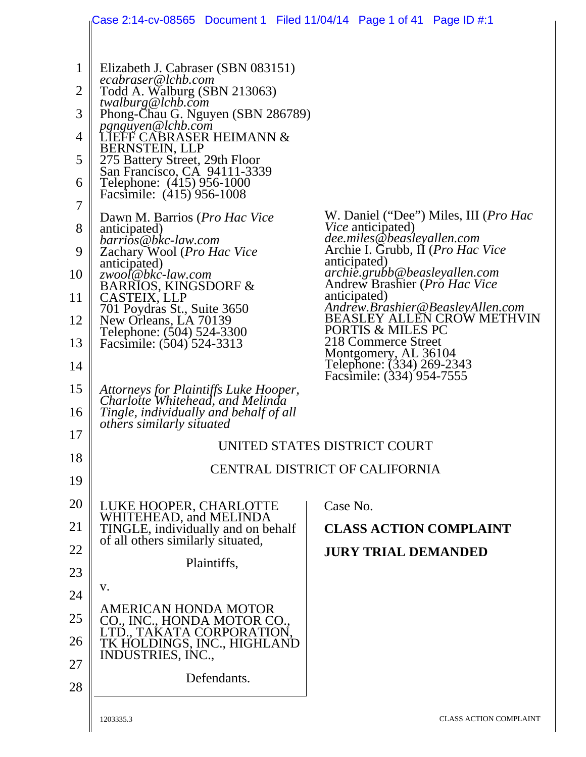Elizabeth J. Cabraser (SBN 083151)
*ecabraser@lchb.com*
Todd A. Walburg (SBN 213063)
*twalburg@lchb.com*
Phong-Chau G. Nguyen (SBN 286789)
*pgnguyen@lchb.com*
LIEFF CABRASER HEIMANN &
BERNSTEIN, LLP
275 Battery Street, 29th Floor
San Francisco, CA 94111-3339
Telephone: (415) 956-1000
Facsimile: (415) 956-1008

Dawn M. Barrios (*Pro Hac Vice* anticipated)
*barrios@bkc-law.com*
Zachary Wool (*Pro Hac Vice* anticipated)
*zwool@bkc-law.com*
BARRIOS, KINGSDORF &
CASTEIX, LLP
701 Poydras St., Suite 3650
New Orleans, LA 70139
Telephone: (504) 524-3300
Facsimile: (504) 524-3313

W. Daniel ("Dee") Miles, III (*Pro Hac Vice* anticipated)
*dee.miles@beasleyallen.com*
Archie I. Grubb, II (*Pro Hac Vice* anticipated)
*archie.grubb@beasleyallen.com*
Andrew Brashier (*Pro Hac Vice* anticipated)
*Andrew.Brashier@BeasleyAllen.com*
BEASLEY ALLEN CROW METHVIN
PORTIS & MILES PC
218 Commerce Street
Montgomery, AL 36104
Telephone: (334) 269-2343
Facsimile: (334) 954-7555

*Attorneys for Plaintiffs Luke Hooper, Charlotte Whitehead, and Melinda Tingle, individually and behalf of all others similarly situated*

UNITED STATES DISTRICT COURT

CENTRAL DISTRICT OF CALIFORNIA

LUKE HOOPER, CHARLOTTE WHITEHEAD, and MELINDA TINGLE, individually and on behalf of all others similarly situated,

Plaintiffs,

v.

AMERICAN HONDA MOTOR CO., INC., HONDA MOTOR CO., LTD., TAKATA CORPORATION, TK HOLDINGS, INC., HIGHLAND INDUSTRIES, INC.,

Defendants.

Case No.

**CLASS ACTION COMPLAINT**

**JURY TRIAL DEMANDED**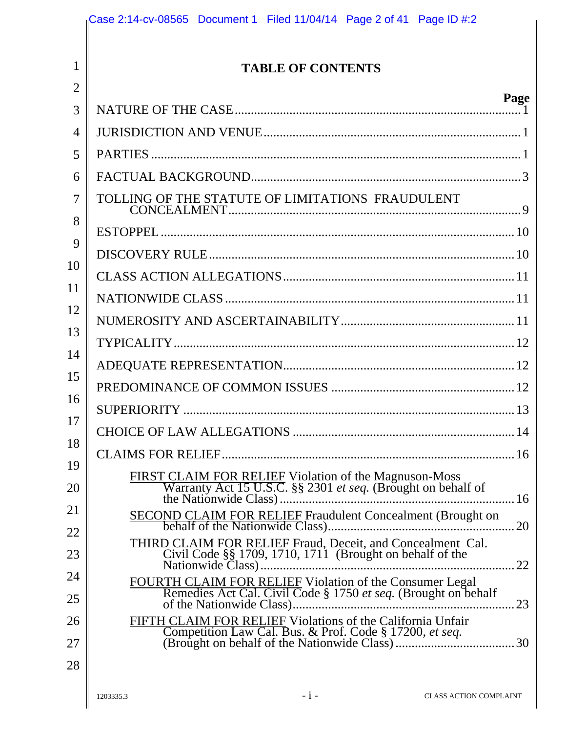# TABLE OF CONTENTS

| | Page |
|---|---|
| NATURE OF THE CASE | 1 |
| JURISDICTION AND VENUE | 1 |
| PARTIES | 1 |
| FACTUAL BACKGROUND | 3 |
| TOLLING OF THE STATUTE OF LIMITATIONS FRAUDULENT CONCEALMENT | 9 |
| ESTOPPEL | 10 |
| DISCOVERY RULE | 10 |
| CLASS ACTION ALLEGATIONS | 11 |
| NATIONWIDE CLASS | 11 |
| NUMEROSITY AND ASCERTAINABILITY | 11 |
| TYPICALITY | 12 |
| ADEQUATE REPRESENTATION | 12 |
| PREDOMINANCE OF COMMON ISSUES | 12 |
| SUPERIORITY | 13 |
| CHOICE OF LAW ALLEGATIONS | 14 |
| CLAIMS FOR RELIEF | 16 |
| FIRST CLAIM FOR RELIEF Violation of the Magnuson-Moss Warranty Act 15 U.S.C. §§ 2301 *et seq.* (Brought on behalf of the Nationwide Class) | 16 |
| SECOND CLAIM FOR RELIEF Fraudulent Concealment (Brought on behalf of the Nationwide Class) | 20 |
| THIRD CLAIM FOR RELIEF Fraud, Deceit, and Concealment Cal. Civil Code §§ 1709, 1710, 1711 (Brought on behalf of the Nationwide Class) | 22 |
| FOURTH CLAIM FOR RELIEF Violation of the Consumer Legal Remedies Act Cal. Civil Code § 1750 *et seq.* (Brought on behalf of the Nationwide Class) | 23 |
| FIFTH CLAIM FOR RELIEF Violations of the California Unfair Competition Law Cal. Bus. & Prof. Code § 17200, *et seq.* (Brought on behalf of the Nationwide Class) | 30 |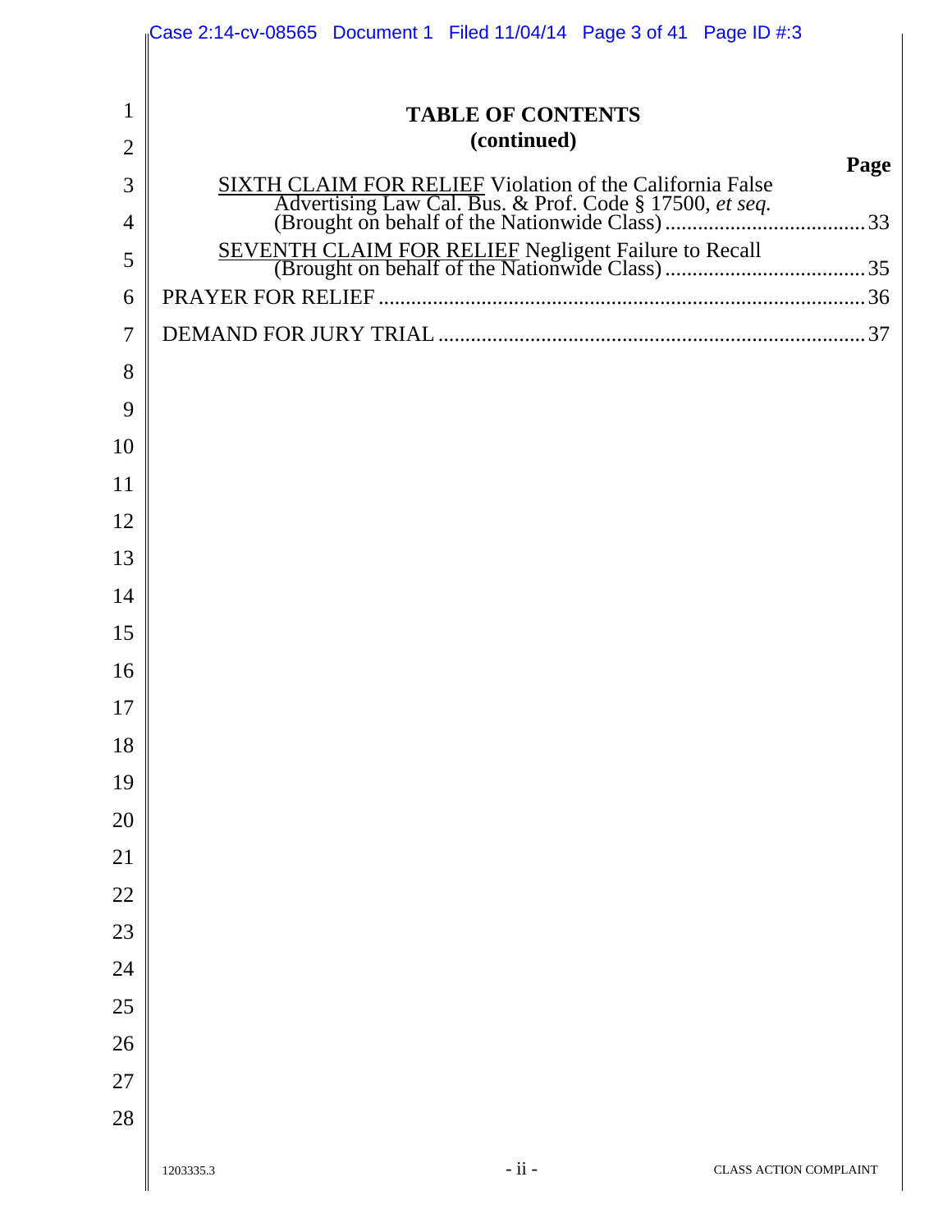**TABLE OF CONTENTS**
**(continued)**

| | Page |
|---|---|
| <u>SIXTH CLAIM FOR RELIEF</u> Violation of the California False Advertising Law Cal. Bus. & Prof. Code § 17500, *et seq.* (Brought on behalf of the Nationwide Class) | 33 |
| <u>SEVENTH CLAIM FOR RELIEF</u> Negligent Failure to Recall (Brought on behalf of the Nationwide Class) | 35 |
| PRAYER FOR RELIEF | 36 |
| DEMAND FOR JURY TRIAL | 37 |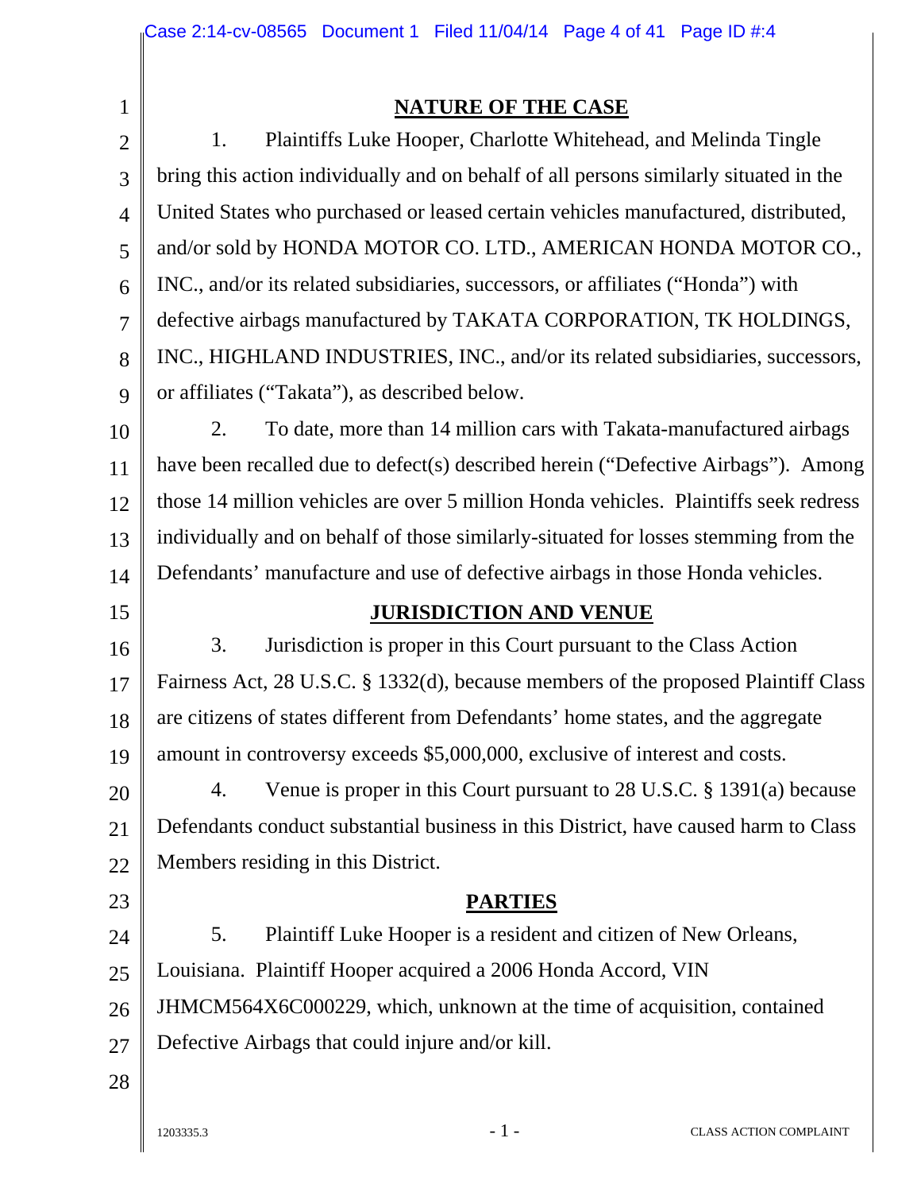## NATURE OF THE CASE

1. Plaintiffs Luke Hooper, Charlotte Whitehead, and Melinda Tingle bring this action individually and on behalf of all persons similarly situated in the United States who purchased or leased certain vehicles manufactured, distributed, and/or sold by HONDA MOTOR CO. LTD., AMERICAN HONDA MOTOR CO., INC., and/or its related subsidiaries, successors, or affiliates ("Honda") with defective airbags manufactured by TAKATA CORPORATION, TK HOLDINGS, INC., HIGHLAND INDUSTRIES, INC., and/or its related subsidiaries, successors, or affiliates ("Takata"), as described below.

2. To date, more than 14 million cars with Takata-manufactured airbags have been recalled due to defect(s) described herein ("Defective Airbags"). Among those 14 million vehicles are over 5 million Honda vehicles. Plaintiffs seek redress individually and on behalf of those similarly-situated for losses stemming from the Defendants' manufacture and use of defective airbags in those Honda vehicles.

## JURISDICTION AND VENUE

3. Jurisdiction is proper in this Court pursuant to the Class Action Fairness Act, 28 U.S.C. § 1332(d), because members of the proposed Plaintiff Class are citizens of states different from Defendants' home states, and the aggregate amount in controversy exceeds $5,000,000, exclusive of interest and costs.

4. Venue is proper in this Court pursuant to 28 U.S.C. § 1391(a) because Defendants conduct substantial business in this District, have caused harm to Class Members residing in this District.

## PARTIES

5. Plaintiff Luke Hooper is a resident and citizen of New Orleans, Louisiana. Plaintiff Hooper acquired a 2006 Honda Accord, VIN JHMCM564X6C000229, which, unknown at the time of acquisition, contained Defective Airbags that could injure and/or kill.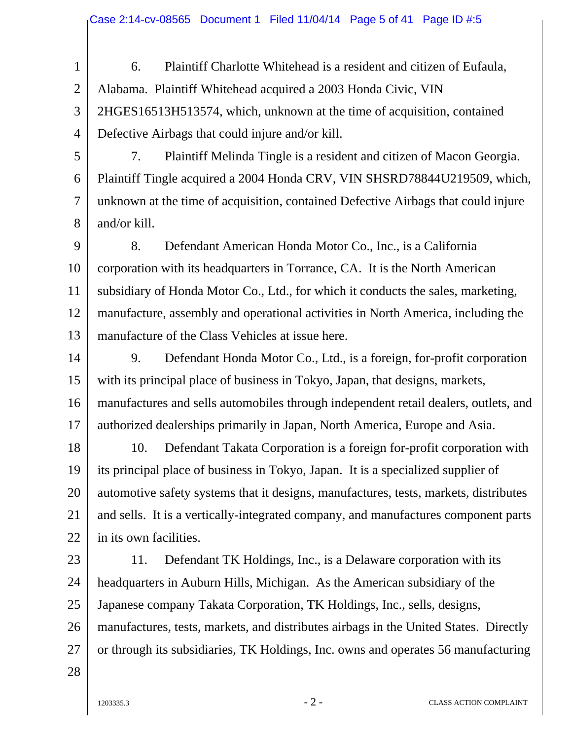6. Plaintiff Charlotte Whitehead is a resident and citizen of Eufaula, Alabama. Plaintiff Whitehead acquired a 2003 Honda Civic, VIN 2HGES16513H513574, which, unknown at the time of acquisition, contained Defective Airbags that could injure and/or kill.

7. Plaintiff Melinda Tingle is a resident and citizen of Macon Georgia. Plaintiff Tingle acquired a 2004 Honda CRV, VIN SHSRD78844U219509, which, unknown at the time of acquisition, contained Defective Airbags that could injure and/or kill.

8. Defendant American Honda Motor Co., Inc., is a California corporation with its headquarters in Torrance, CA. It is the North American subsidiary of Honda Motor Co., Ltd., for which it conducts the sales, marketing, manufacture, assembly and operational activities in North America, including the manufacture of the Class Vehicles at issue here.

9. Defendant Honda Motor Co., Ltd., is a foreign, for-profit corporation with its principal place of business in Tokyo, Japan, that designs, markets, manufactures and sells automobiles through independent retail dealers, outlets, and authorized dealerships primarily in Japan, North America, Europe and Asia.

10. Defendant Takata Corporation is a foreign for-profit corporation with its principal place of business in Tokyo, Japan. It is a specialized supplier of automotive safety systems that it designs, manufactures, tests, markets, distributes and sells. It is a vertically-integrated company, and manufactures component parts in its own facilities.

11. Defendant TK Holdings, Inc., is a Delaware corporation with its headquarters in Auburn Hills, Michigan. As the American subsidiary of the Japanese company Takata Corporation, TK Holdings, Inc., sells, designs, manufactures, tests, markets, and distributes airbags in the United States. Directly or through its subsidiaries, TK Holdings, Inc. owns and operates 56 manufacturing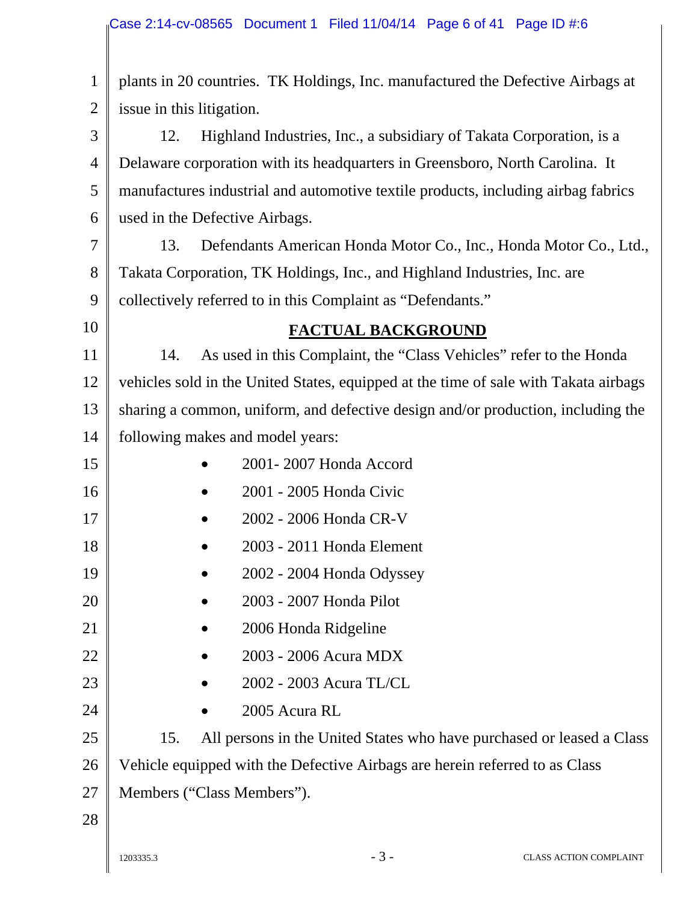plants in 20 countries. TK Holdings, Inc. manufactured the Defective Airbags at issue in this litigation.

12. Highland Industries, Inc., a subsidiary of Takata Corporation, is a Delaware corporation with its headquarters in Greensboro, North Carolina. It manufactures industrial and automotive textile products, including airbag fabrics used in the Defective Airbags.

13. Defendants American Honda Motor Co., Inc., Honda Motor Co., Ltd., Takata Corporation, TK Holdings, Inc., and Highland Industries, Inc. are collectively referred to in this Complaint as "Defendants."

## FACTUAL BACKGROUND

14. As used in this Complaint, the "Class Vehicles" refer to the Honda vehicles sold in the United States, equipped at the time of sale with Takata airbags sharing a common, uniform, and defective design and/or production, including the following makes and model years:

- 2001- 2007 Honda Accord
- 2001 - 2005 Honda Civic
- 2002 - 2006 Honda CR-V
- 2003 - 2011 Honda Element
- 2002 - 2004 Honda Odyssey
- 2003 - 2007 Honda Pilot
- 2006 Honda Ridgeline
- 2003 - 2006 Acura MDX
- 2002 - 2003 Acura TL/CL
- 2005 Acura RL

15. All persons in the United States who have purchased or leased a Class Vehicle equipped with the Defective Airbags are herein referred to as Class Members ("Class Members").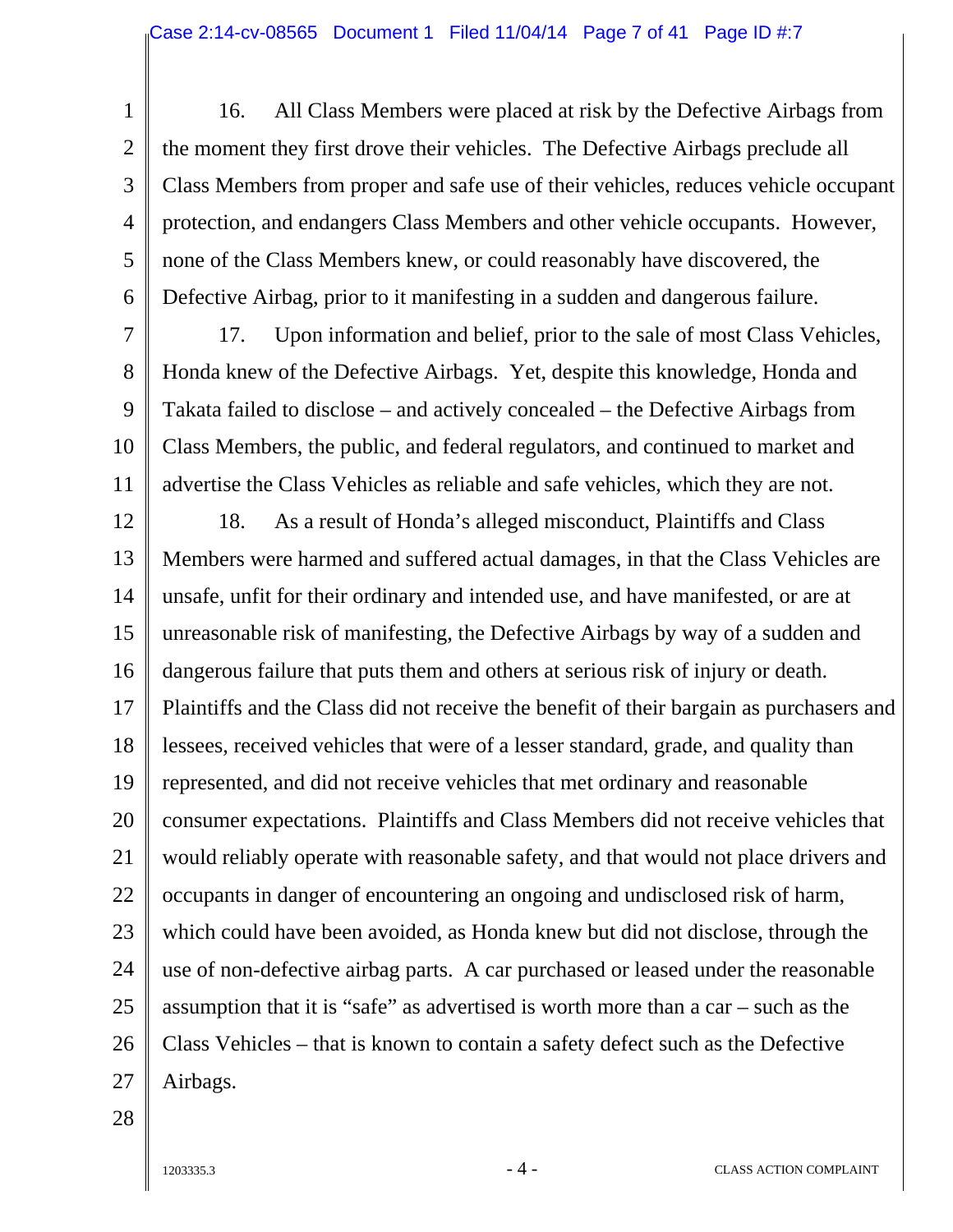16. All Class Members were placed at risk by the Defective Airbags from the moment they first drove their vehicles. The Defective Airbags preclude all Class Members from proper and safe use of their vehicles, reduces vehicle occupant protection, and endangers Class Members and other vehicle occupants. However, none of the Class Members knew, or could reasonably have discovered, the Defective Airbag, prior to it manifesting in a sudden and dangerous failure.

17. Upon information and belief, prior to the sale of most Class Vehicles, Honda knew of the Defective Airbags. Yet, despite this knowledge, Honda and Takata failed to disclose – and actively concealed – the Defective Airbags from Class Members, the public, and federal regulators, and continued to market and advertise the Class Vehicles as reliable and safe vehicles, which they are not.

18. As a result of Honda's alleged misconduct, Plaintiffs and Class Members were harmed and suffered actual damages, in that the Class Vehicles are unsafe, unfit for their ordinary and intended use, and have manifested, or are at unreasonable risk of manifesting, the Defective Airbags by way of a sudden and dangerous failure that puts them and others at serious risk of injury or death. Plaintiffs and the Class did not receive the benefit of their bargain as purchasers and lessees, received vehicles that were of a lesser standard, grade, and quality than represented, and did not receive vehicles that met ordinary and reasonable consumer expectations. Plaintiffs and Class Members did not receive vehicles that would reliably operate with reasonable safety, and that would not place drivers and occupants in danger of encountering an ongoing and undisclosed risk of harm, which could have been avoided, as Honda knew but did not disclose, through the use of non-defective airbag parts. A car purchased or leased under the reasonable assumption that it is "safe" as advertised is worth more than a car – such as the Class Vehicles – that is known to contain a safety defect such as the Defective Airbags.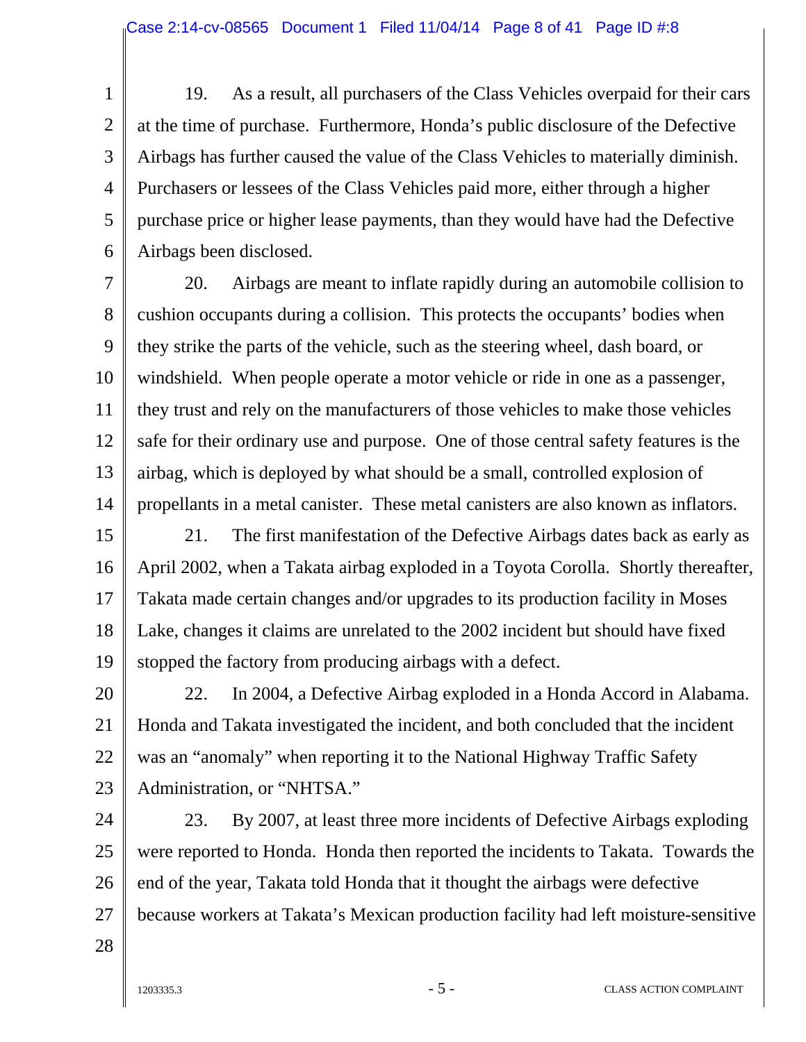19. As a result, all purchasers of the Class Vehicles overpaid for their cars at the time of purchase. Furthermore, Honda's public disclosure of the Defective Airbags has further caused the value of the Class Vehicles to materially diminish. Purchasers or lessees of the Class Vehicles paid more, either through a higher purchase price or higher lease payments, than they would have had the Defective Airbags been disclosed.

20. Airbags are meant to inflate rapidly during an automobile collision to cushion occupants during a collision. This protects the occupants' bodies when they strike the parts of the vehicle, such as the steering wheel, dash board, or windshield. When people operate a motor vehicle or ride in one as a passenger, they trust and rely on the manufacturers of those vehicles to make those vehicles safe for their ordinary use and purpose. One of those central safety features is the airbag, which is deployed by what should be a small, controlled explosion of propellants in a metal canister. These metal canisters are also known as inflators.

21. The first manifestation of the Defective Airbags dates back as early as April 2002, when a Takata airbag exploded in a Toyota Corolla. Shortly thereafter, Takata made certain changes and/or upgrades to its production facility in Moses Lake, changes it claims are unrelated to the 2002 incident but should have fixed stopped the factory from producing airbags with a defect.

22. In 2004, a Defective Airbag exploded in a Honda Accord in Alabama. Honda and Takata investigated the incident, and both concluded that the incident was an "anomaly" when reporting it to the National Highway Traffic Safety Administration, or "NHTSA."

23. By 2007, at least three more incidents of Defective Airbags exploding were reported to Honda. Honda then reported the incidents to Takata. Towards the end of the year, Takata told Honda that it thought the airbags were defective because workers at Takata's Mexican production facility had left moisture-sensitive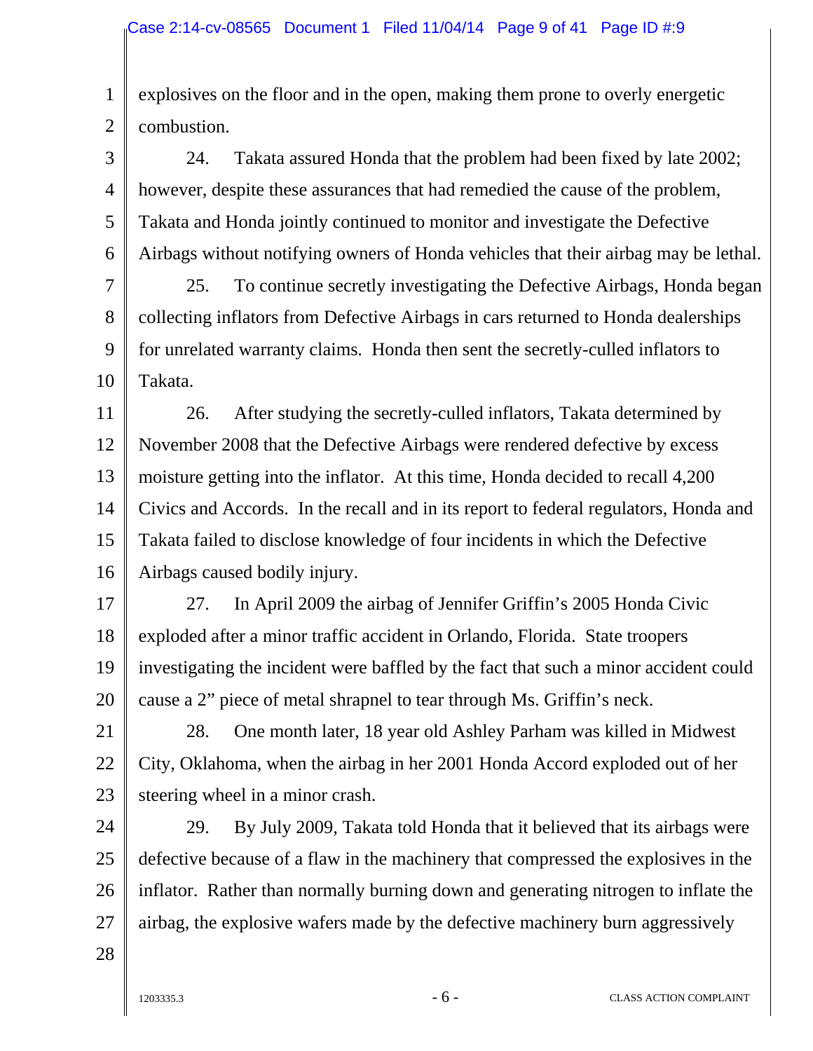explosives on the floor and in the open, making them prone to overly energetic combustion.

24. Takata assured Honda that the problem had been fixed by late 2002; however, despite these assurances that had remedied the cause of the problem, Takata and Honda jointly continued to monitor and investigate the Defective Airbags without notifying owners of Honda vehicles that their airbag may be lethal.

25. To continue secretly investigating the Defective Airbags, Honda began collecting inflators from Defective Airbags in cars returned to Honda dealerships for unrelated warranty claims. Honda then sent the secretly-culled inflators to Takata.

26. After studying the secretly-culled inflators, Takata determined by November 2008 that the Defective Airbags were rendered defective by excess moisture getting into the inflator. At this time, Honda decided to recall 4,200 Civics and Accords. In the recall and in its report to federal regulators, Honda and Takata failed to disclose knowledge of four incidents in which the Defective Airbags caused bodily injury.

27. In April 2009 the airbag of Jennifer Griffin's 2005 Honda Civic exploded after a minor traffic accident in Orlando, Florida. State troopers investigating the incident were baffled by the fact that such a minor accident could cause a 2" piece of metal shrapnel to tear through Ms. Griffin's neck.

28. One month later, 18 year old Ashley Parham was killed in Midwest City, Oklahoma, when the airbag in her 2001 Honda Accord exploded out of her steering wheel in a minor crash.

29. By July 2009, Takata told Honda that it believed that its airbags were defective because of a flaw in the machinery that compressed the explosives in the inflator. Rather than normally burning down and generating nitrogen to inflate the airbag, the explosive wafers made by the defective machinery burn aggressively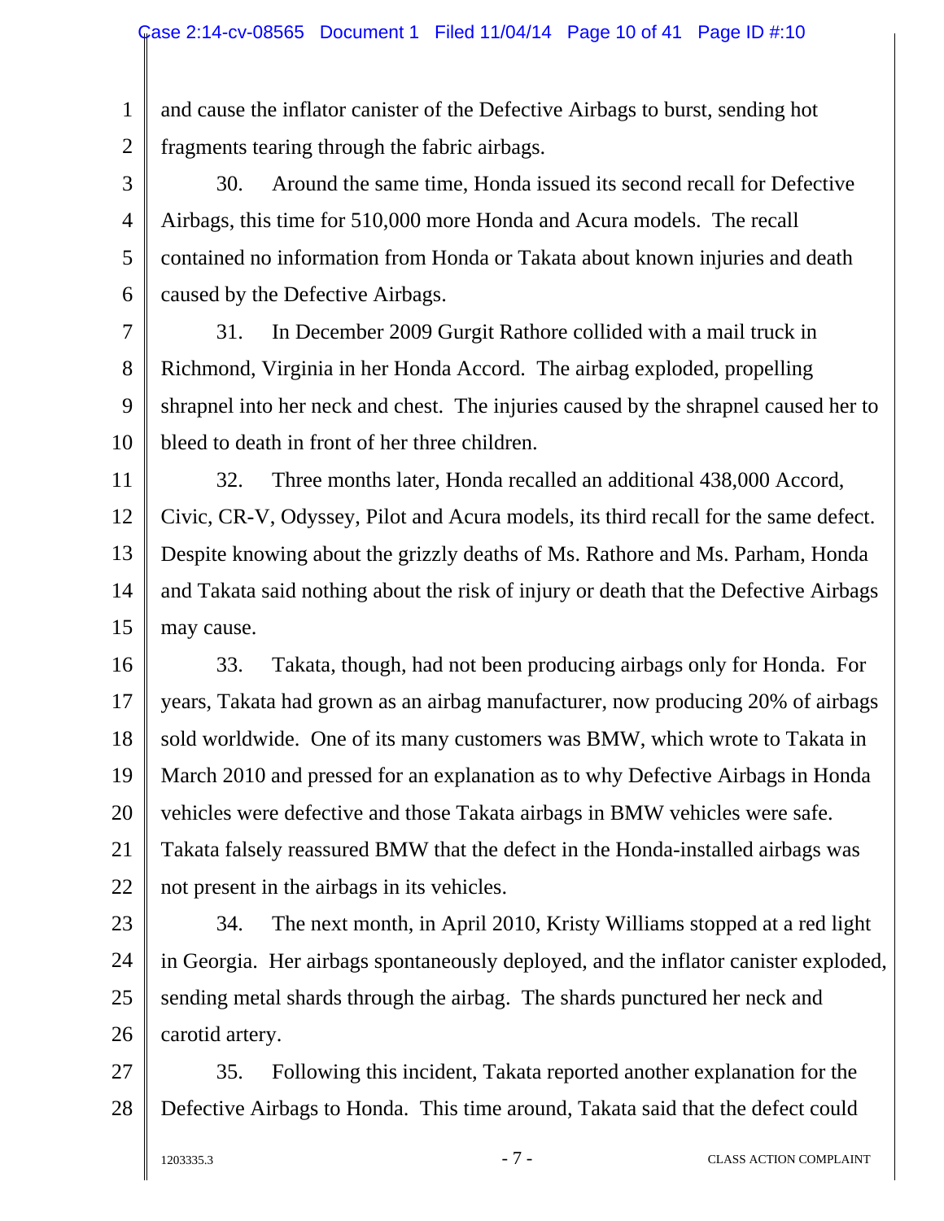and cause the inflator canister of the Defective Airbags to burst, sending hot fragments tearing through the fabric airbags.

30. Around the same time, Honda issued its second recall for Defective Airbags, this time for 510,000 more Honda and Acura models. The recall contained no information from Honda or Takata about known injuries and death caused by the Defective Airbags.

31. In December 2009 Gurgit Rathore collided with a mail truck in Richmond, Virginia in her Honda Accord. The airbag exploded, propelling shrapnel into her neck and chest. The injuries caused by the shrapnel caused her to bleed to death in front of her three children.

32. Three months later, Honda recalled an additional 438,000 Accord, Civic, CR-V, Odyssey, Pilot and Acura models, its third recall for the same defect. Despite knowing about the grizzly deaths of Ms. Rathore and Ms. Parham, Honda and Takata said nothing about the risk of injury or death that the Defective Airbags may cause.

33. Takata, though, had not been producing airbags only for Honda. For years, Takata had grown as an airbag manufacturer, now producing 20% of airbags sold worldwide. One of its many customers was BMW, which wrote to Takata in March 2010 and pressed for an explanation as to why Defective Airbags in Honda vehicles were defective and those Takata airbags in BMW vehicles were safe. Takata falsely reassured BMW that the defect in the Honda-installed airbags was not present in the airbags in its vehicles.

34. The next month, in April 2010, Kristy Williams stopped at a red light in Georgia. Her airbags spontaneously deployed, and the inflator canister exploded, sending metal shards through the airbag. The shards punctured her neck and carotid artery.

35. Following this incident, Takata reported another explanation for the Defective Airbags to Honda. This time around, Takata said that the defect could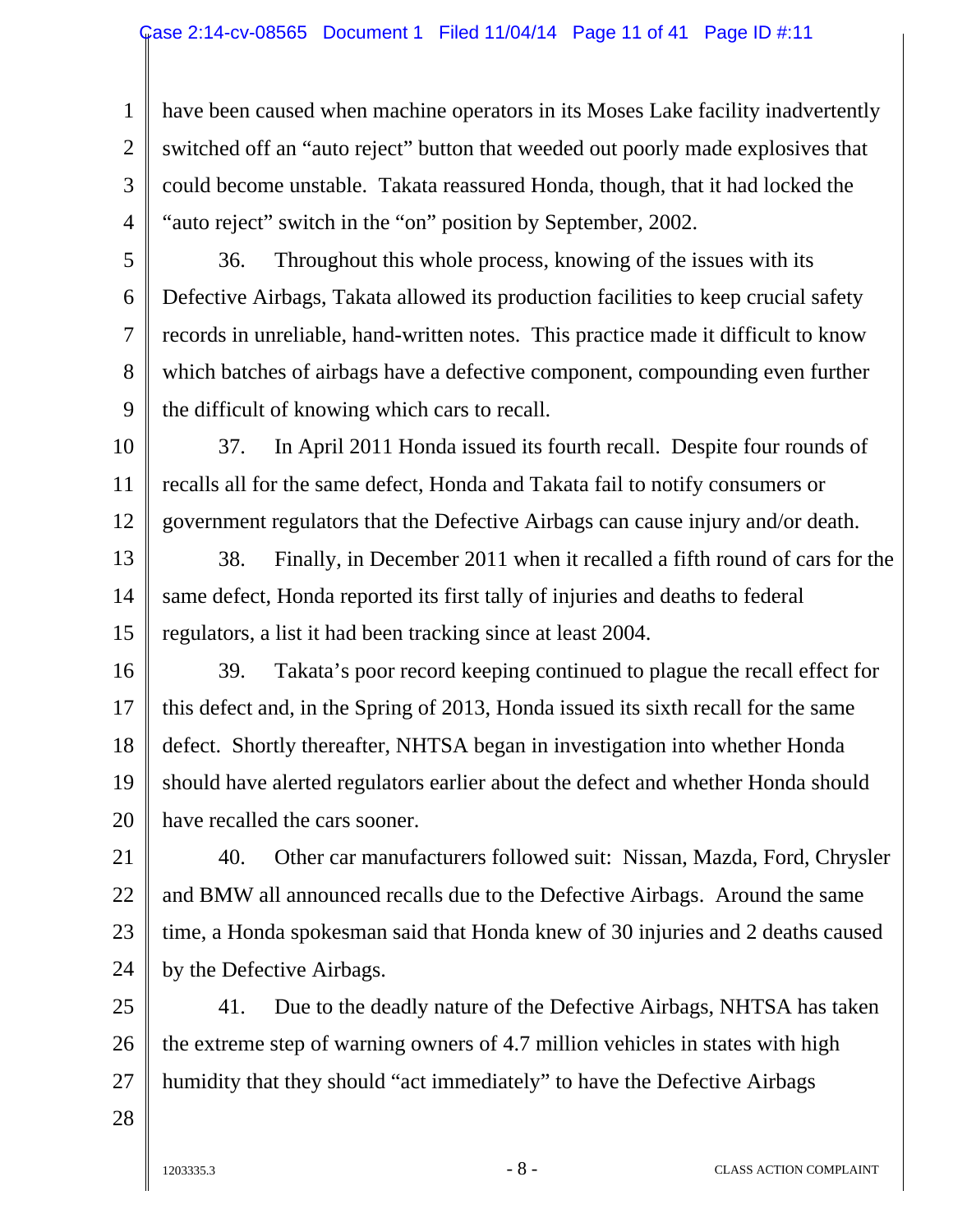have been caused when machine operators in its Moses Lake facility inadvertently switched off an "auto reject" button that weeded out poorly made explosives that could become unstable. Takata reassured Honda, though, that it had locked the "auto reject" switch in the "on" position by September, 2002.

36. Throughout this whole process, knowing of the issues with its Defective Airbags, Takata allowed its production facilities to keep crucial safety records in unreliable, hand-written notes. This practice made it difficult to know which batches of airbags have a defective component, compounding even further the difficult of knowing which cars to recall.

37. In April 2011 Honda issued its fourth recall. Despite four rounds of recalls all for the same defect, Honda and Takata fail to notify consumers or government regulators that the Defective Airbags can cause injury and/or death.

38. Finally, in December 2011 when it recalled a fifth round of cars for the same defect, Honda reported its first tally of injuries and deaths to federal regulators, a list it had been tracking since at least 2004.

39. Takata's poor record keeping continued to plague the recall effect for this defect and, in the Spring of 2013, Honda issued its sixth recall for the same defect. Shortly thereafter, NHTSA began in investigation into whether Honda should have alerted regulators earlier about the defect and whether Honda should have recalled the cars sooner.

40. Other car manufacturers followed suit: Nissan, Mazda, Ford, Chrysler and BMW all announced recalls due to the Defective Airbags. Around the same time, a Honda spokesman said that Honda knew of 30 injuries and 2 deaths caused by the Defective Airbags.

41. Due to the deadly nature of the Defective Airbags, NHTSA has taken the extreme step of warning owners of 4.7 million vehicles in states with high humidity that they should "act immediately" to have the Defective Airbags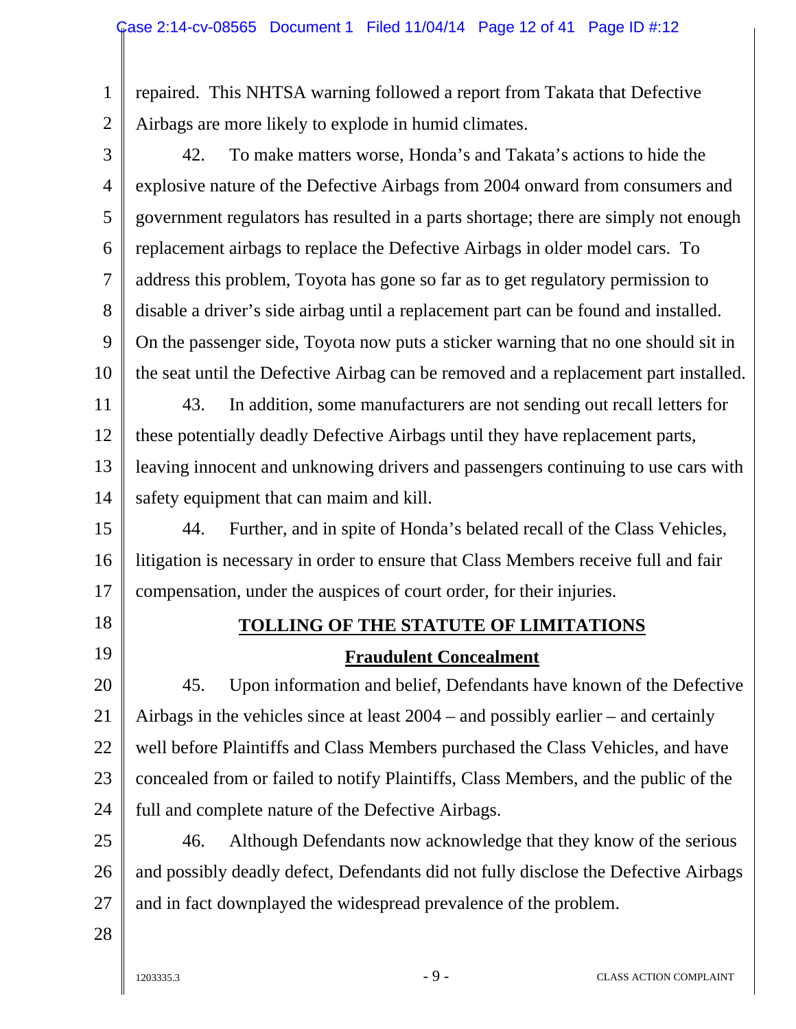repaired. This NHTSA warning followed a report from Takata that Defective Airbags are more likely to explode in humid climates.

42. To make matters worse, Honda's and Takata's actions to hide the explosive nature of the Defective Airbags from 2004 onward from consumers and government regulators has resulted in a parts shortage; there are simply not enough replacement airbags to replace the Defective Airbags in older model cars. To address this problem, Toyota has gone so far as to get regulatory permission to disable a driver's side airbag until a replacement part can be found and installed. On the passenger side, Toyota now puts a sticker warning that no one should sit in the seat until the Defective Airbag can be removed and a replacement part installed.

43. In addition, some manufacturers are not sending out recall letters for these potentially deadly Defective Airbags until they have replacement parts, leaving innocent and unknowing drivers and passengers continuing to use cars with safety equipment that can maim and kill.

44. Further, and in spite of Honda's belated recall of the Class Vehicles, litigation is necessary in order to ensure that Class Members receive full and fair compensation, under the auspices of court order, for their injuries.

## TOLLING OF THE STATUTE OF LIMITATIONS

### Fraudulent Concealment

45. Upon information and belief, Defendants have known of the Defective Airbags in the vehicles since at least 2004 – and possibly earlier – and certainly well before Plaintiffs and Class Members purchased the Class Vehicles, and have concealed from or failed to notify Plaintiffs, Class Members, and the public of the full and complete nature of the Defective Airbags.

46. Although Defendants now acknowledge that they know of the serious and possibly deadly defect, Defendants did not fully disclose the Defective Airbags and in fact downplayed the widespread prevalence of the problem.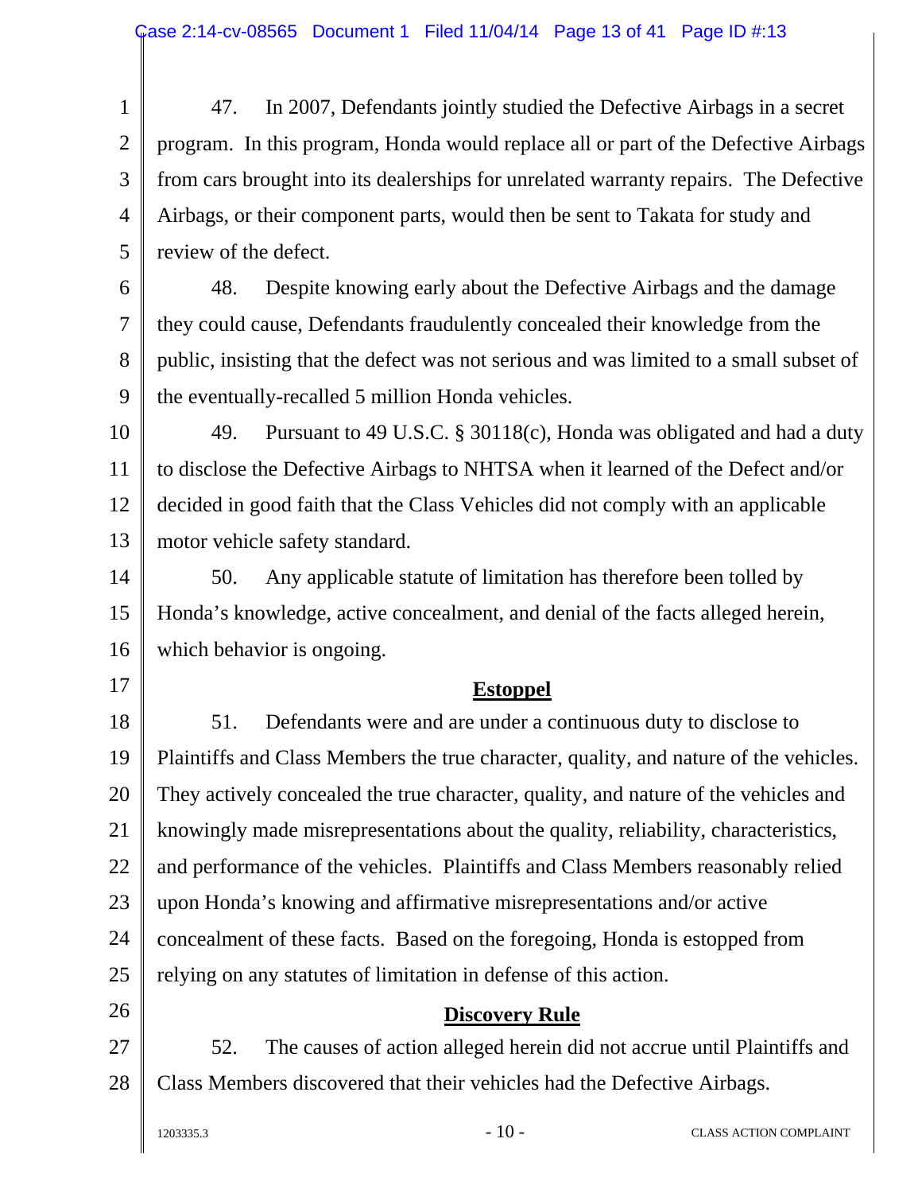47. In 2007, Defendants jointly studied the Defective Airbags in a secret program. In this program, Honda would replace all or part of the Defective Airbags from cars brought into its dealerships for unrelated warranty repairs. The Defective Airbags, or their component parts, would then be sent to Takata for study and review of the defect.

48. Despite knowing early about the Defective Airbags and the damage they could cause, Defendants fraudulently concealed their knowledge from the public, insisting that the defect was not serious and was limited to a small subset of the eventually-recalled 5 million Honda vehicles.

49. Pursuant to 49 U.S.C. § 30118(c), Honda was obligated and had a duty to disclose the Defective Airbags to NHTSA when it learned of the Defect and/or decided in good faith that the Class Vehicles did not comply with an applicable motor vehicle safety standard.

50. Any applicable statute of limitation has therefore been tolled by Honda's knowledge, active concealment, and denial of the facts alleged herein, which behavior is ongoing.

## Estoppel

51. Defendants were and are under a continuous duty to disclose to Plaintiffs and Class Members the true character, quality, and nature of the vehicles. They actively concealed the true character, quality, and nature of the vehicles and knowingly made misrepresentations about the quality, reliability, characteristics, and performance of the vehicles. Plaintiffs and Class Members reasonably relied upon Honda's knowing and affirmative misrepresentations and/or active concealment of these facts. Based on the foregoing, Honda is estopped from relying on any statutes of limitation in defense of this action.

## Discovery Rule

52. The causes of action alleged herein did not accrue until Plaintiffs and Class Members discovered that their vehicles had the Defective Airbags.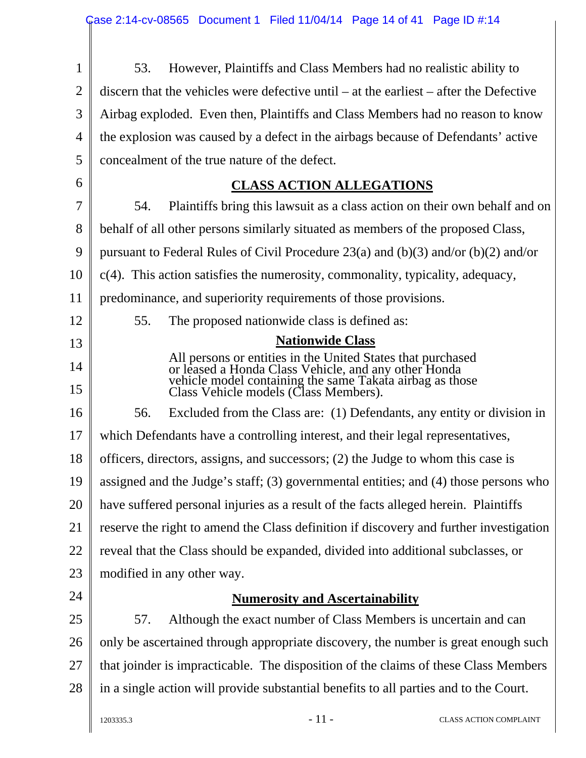53. However, Plaintiffs and Class Members had no realistic ability to discern that the vehicles were defective until – at the earliest – after the Defective Airbag exploded. Even then, Plaintiffs and Class Members had no reason to know the explosion was caused by a defect in the airbags because of Defendants' active concealment of the true nature of the defect.

## CLASS ACTION ALLEGATIONS

54. Plaintiffs bring this lawsuit as a class action on their own behalf and on behalf of all other persons similarly situated as members of the proposed Class, pursuant to Federal Rules of Civil Procedure 23(a) and (b)(3) and/or (b)(2) and/or c(4). This action satisfies the numerosity, commonality, typicality, adequacy, predominance, and superiority requirements of those provisions.

55. The proposed nationwide class is defined as:

**Nationwide Class**

> All persons or entities in the United States that purchased or leased a Honda Class Vehicle, and any other Honda vehicle model containing the same Takata airbag as those Class Vehicle models (Class Members).

56. Excluded from the Class are: (1) Defendants, any entity or division in which Defendants have a controlling interest, and their legal representatives, officers, directors, assigns, and successors; (2) the Judge to whom this case is assigned and the Judge's staff; (3) governmental entities; and (4) those persons who have suffered personal injuries as a result of the facts alleged herein. Plaintiffs reserve the right to amend the Class definition if discovery and further investigation reveal that the Class should be expanded, divided into additional subclasses, or modified in any other way.

### Numerosity and Ascertainability

57. Although the exact number of Class Members is uncertain and can only be ascertained through appropriate discovery, the number is great enough such that joinder is impracticable. The disposition of the claims of these Class Members in a single action will provide substantial benefits to all parties and to the Court.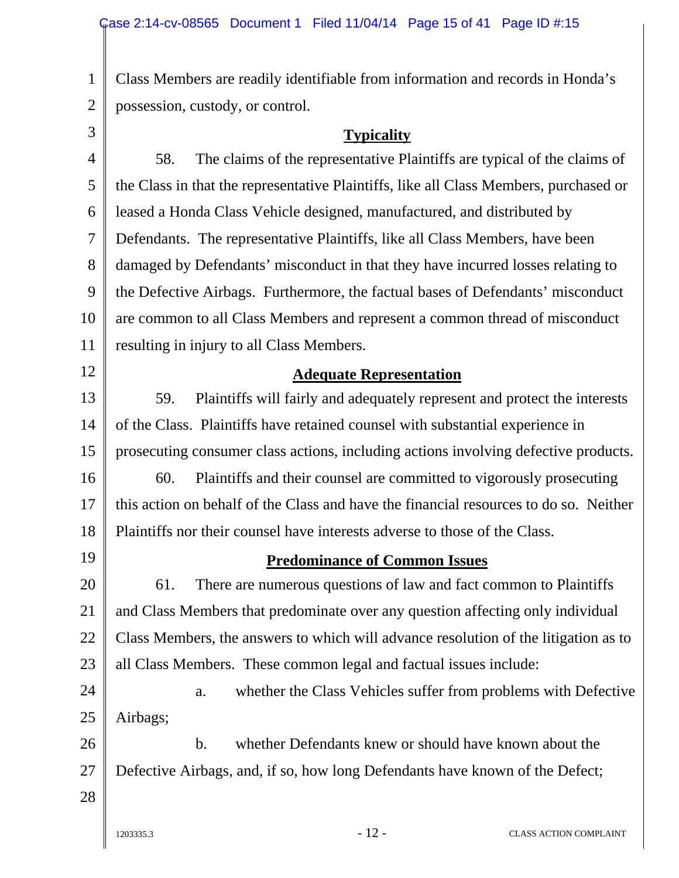Class Members are readily identifiable from information and records in Honda's possession, custody, or control.

**Typicality**

58. The claims of the representative Plaintiffs are typical of the claims of the Class in that the representative Plaintiffs, like all Class Members, purchased or leased a Honda Class Vehicle designed, manufactured, and distributed by Defendants. The representative Plaintiffs, like all Class Members, have been damaged by Defendants' misconduct in that they have incurred losses relating to the Defective Airbags. Furthermore, the factual bases of Defendants' misconduct are common to all Class Members and represent a common thread of misconduct resulting in injury to all Class Members.

**Adequate Representation**

59. Plaintiffs will fairly and adequately represent and protect the interests of the Class. Plaintiffs have retained counsel with substantial experience in prosecuting consumer class actions, including actions involving defective products.

60. Plaintiffs and their counsel are committed to vigorously prosecuting this action on behalf of the Class and have the financial resources to do so. Neither Plaintiffs nor their counsel have interests adverse to those of the Class.

**Predominance of Common Issues**

61. There are numerous questions of law and fact common to Plaintiffs and Class Members that predominate over any question affecting only individual Class Members, the answers to which will advance resolution of the litigation as to all Class Members. These common legal and factual issues include:

a. whether the Class Vehicles suffer from problems with Defective Airbags;

b. whether Defendants knew or should have known about the Defective Airbags, and, if so, how long Defendants have known of the Defect;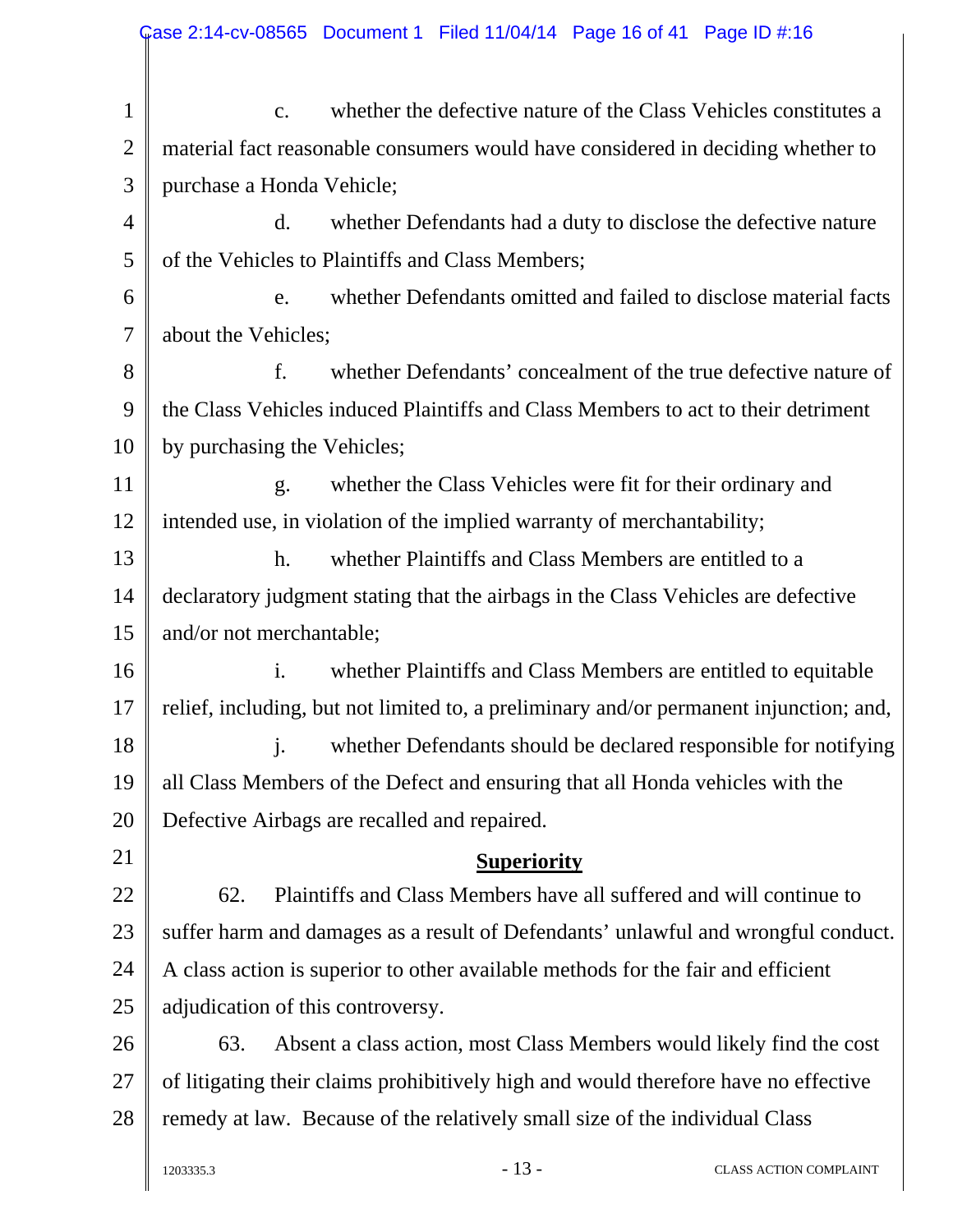c. whether the defective nature of the Class Vehicles constitutes a material fact reasonable consumers would have considered in deciding whether to purchase a Honda Vehicle;

d. whether Defendants had a duty to disclose the defective nature of the Vehicles to Plaintiffs and Class Members;

e. whether Defendants omitted and failed to disclose material facts about the Vehicles;

f. whether Defendants' concealment of the true defective nature of the Class Vehicles induced Plaintiffs and Class Members to act to their detriment by purchasing the Vehicles;

g. whether the Class Vehicles were fit for their ordinary and intended use, in violation of the implied warranty of merchantability;

h. whether Plaintiffs and Class Members are entitled to a declaratory judgment stating that the airbags in the Class Vehicles are defective and/or not merchantable;

i. whether Plaintiffs and Class Members are entitled to equitable relief, including, but not limited to, a preliminary and/or permanent injunction; and,

j. whether Defendants should be declared responsible for notifying all Class Members of the Defect and ensuring that all Honda vehicles with the Defective Airbags are recalled and repaired.

## Superiority

62. Plaintiffs and Class Members have all suffered and will continue to suffer harm and damages as a result of Defendants' unlawful and wrongful conduct. A class action is superior to other available methods for the fair and efficient adjudication of this controversy.

63. Absent a class action, most Class Members would likely find the cost of litigating their claims prohibitively high and would therefore have no effective remedy at law. Because of the relatively small size of the individual Class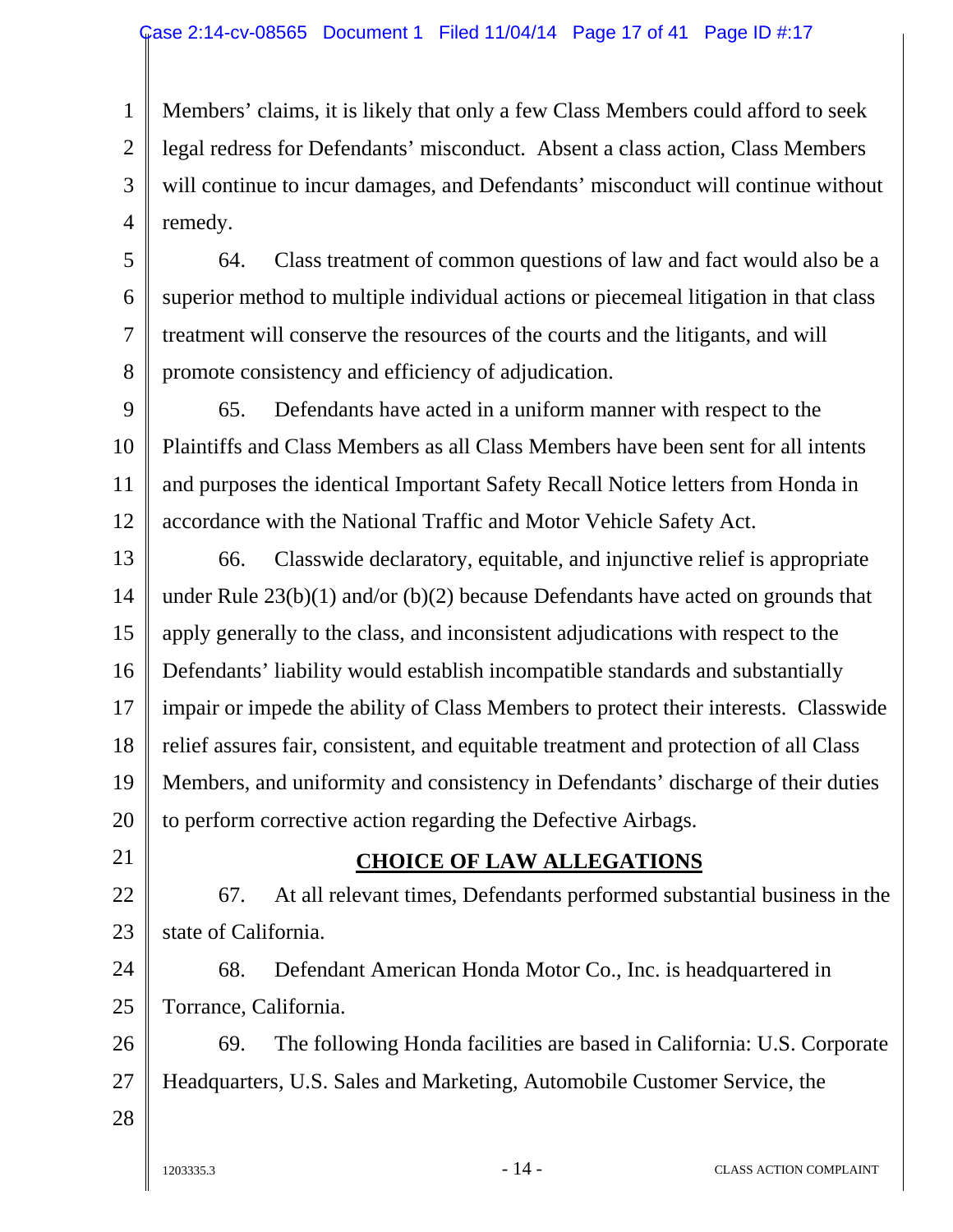Members' claims, it is likely that only a few Class Members could afford to seek legal redress for Defendants' misconduct. Absent a class action, Class Members will continue to incur damages, and Defendants' misconduct will continue without remedy.

64. Class treatment of common questions of law and fact would also be a superior method to multiple individual actions or piecemeal litigation in that class treatment will conserve the resources of the courts and the litigants, and will promote consistency and efficiency of adjudication.

65. Defendants have acted in a uniform manner with respect to the Plaintiffs and Class Members as all Class Members have been sent for all intents and purposes the identical Important Safety Recall Notice letters from Honda in accordance with the National Traffic and Motor Vehicle Safety Act.

66. Classwide declaratory, equitable, and injunctive relief is appropriate under Rule 23(b)(1) and/or (b)(2) because Defendants have acted on grounds that apply generally to the class, and inconsistent adjudications with respect to the Defendants' liability would establish incompatible standards and substantially impair or impede the ability of Class Members to protect their interests. Classwide relief assures fair, consistent, and equitable treatment and protection of all Class Members, and uniformity and consistency in Defendants' discharge of their duties to perform corrective action regarding the Defective Airbags.

## CHOICE OF LAW ALLEGATIONS

67. At all relevant times, Defendants performed substantial business in the state of California.

68. Defendant American Honda Motor Co., Inc. is headquartered in Torrance, California.

69. The following Honda facilities are based in California: U.S. Corporate Headquarters, U.S. Sales and Marketing, Automobile Customer Service, the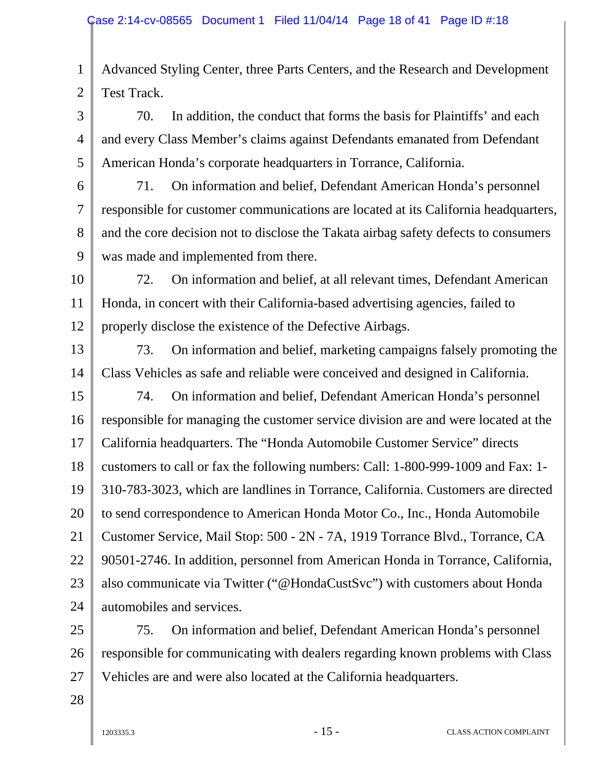Advanced Styling Center, three Parts Centers, and the Research and Development Test Track.

70. In addition, the conduct that forms the basis for Plaintiffs' and each and every Class Member's claims against Defendants emanated from Defendant American Honda's corporate headquarters in Torrance, California.

71. On information and belief, Defendant American Honda's personnel responsible for customer communications are located at its California headquarters, and the core decision not to disclose the Takata airbag safety defects to consumers was made and implemented from there.

72. On information and belief, at all relevant times, Defendant American Honda, in concert with their California-based advertising agencies, failed to properly disclose the existence of the Defective Airbags.

73. On information and belief, marketing campaigns falsely promoting the Class Vehicles as safe and reliable were conceived and designed in California.

74. On information and belief, Defendant American Honda's personnel responsible for managing the customer service division are and were located at the California headquarters. The "Honda Automobile Customer Service" directs customers to call or fax the following numbers: Call: 1-800-999-1009 and Fax: 1-310-783-3023, which are landlines in Torrance, California. Customers are directed to send correspondence to American Honda Motor Co., Inc., Honda Automobile Customer Service, Mail Stop: 500 - 2N - 7A, 1919 Torrance Blvd., Torrance, CA 90501-2746. In addition, personnel from American Honda in Torrance, California, also communicate via Twitter ("@HondaCustSvc") with customers about Honda automobiles and services.

75. On information and belief, Defendant American Honda's personnel responsible for communicating with dealers regarding known problems with Class Vehicles are and were also located at the California headquarters.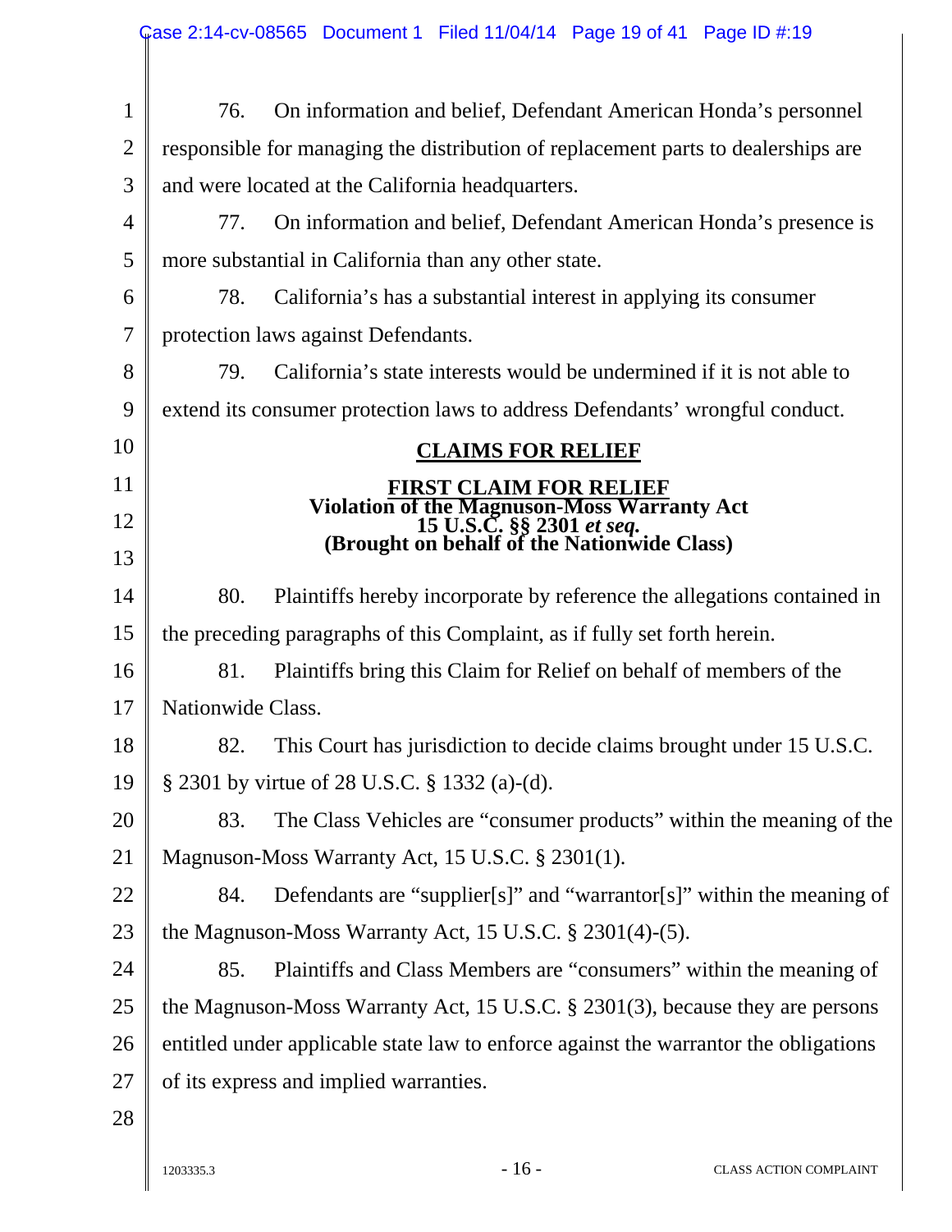76. On information and belief, Defendant American Honda's personnel responsible for managing the distribution of replacement parts to dealerships are and were located at the California headquarters.

77. On information and belief, Defendant American Honda's presence is more substantial in California than any other state.

78. California's has a substantial interest in applying its consumer protection laws against Defendants.

79. California's state interests would be undermined if it is not able to extend its consumer protection laws to address Defendants' wrongful conduct.

## CLAIMS FOR RELIEF

### FIRST CLAIM FOR RELIEF
**Violation of the Magnuson-Moss Warranty Act**
**15 U.S.C. §§ 2301 *et seq.***
**(Brought on behalf of the Nationwide Class)**

80. Plaintiffs hereby incorporate by reference the allegations contained in the preceding paragraphs of this Complaint, as if fully set forth herein.

81. Plaintiffs bring this Claim for Relief on behalf of members of the Nationwide Class.

82. This Court has jurisdiction to decide claims brought under 15 U.S.C. § 2301 by virtue of 28 U.S.C. § 1332 (a)-(d).

83. The Class Vehicles are "consumer products" within the meaning of the Magnuson-Moss Warranty Act, 15 U.S.C. § 2301(1).

84. Defendants are "supplier[s]" and "warrantor[s]" within the meaning of the Magnuson-Moss Warranty Act, 15 U.S.C. § 2301(4)-(5).

85. Plaintiffs and Class Members are "consumers" within the meaning of the Magnuson-Moss Warranty Act, 15 U.S.C. § 2301(3), because they are persons entitled under applicable state law to enforce against the warrantor the obligations of its express and implied warranties.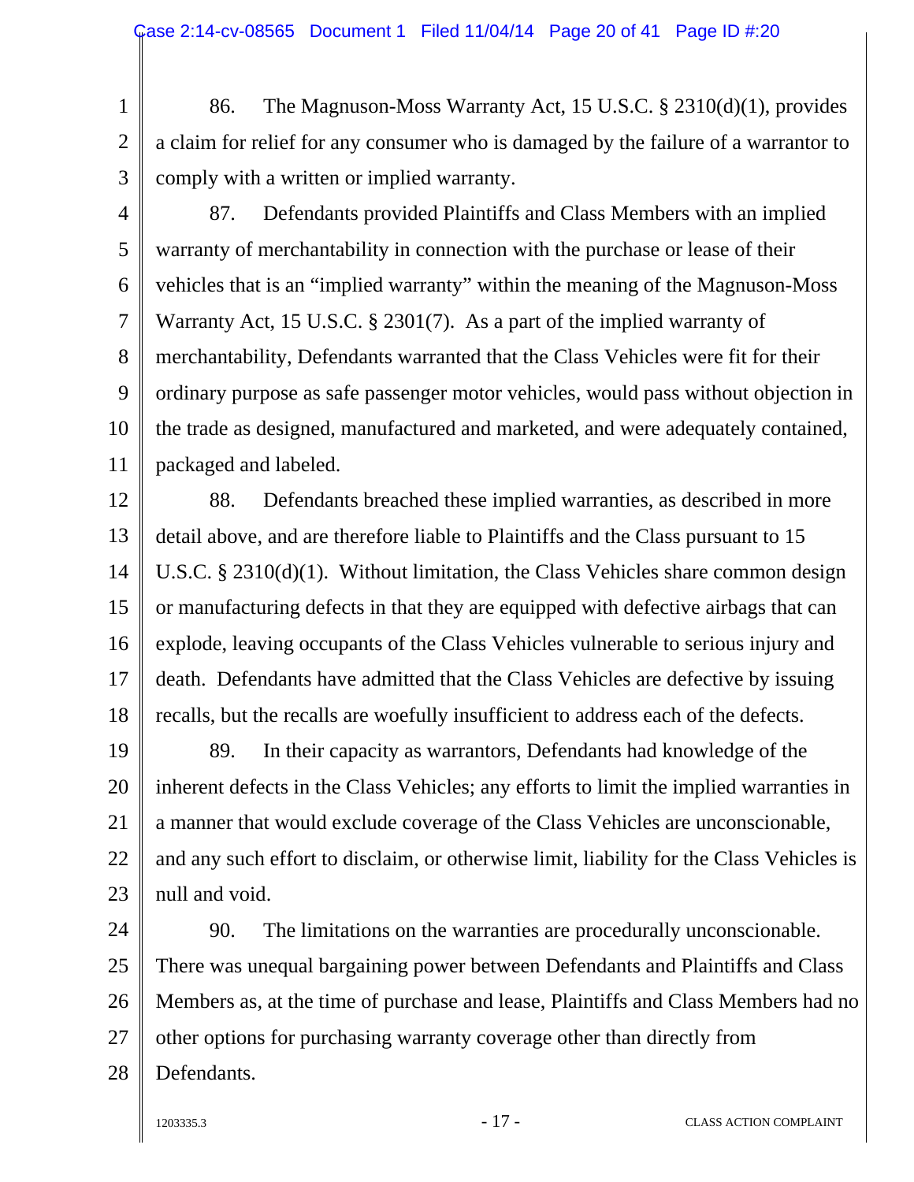86. The Magnuson-Moss Warranty Act, 15 U.S.C. § 2310(d)(1), provides a claim for relief for any consumer who is damaged by the failure of a warrantor to comply with a written or implied warranty.

87. Defendants provided Plaintiffs and Class Members with an implied warranty of merchantability in connection with the purchase or lease of their vehicles that is an "implied warranty" within the meaning of the Magnuson-Moss Warranty Act, 15 U.S.C. § 2301(7). As a part of the implied warranty of merchantability, Defendants warranted that the Class Vehicles were fit for their ordinary purpose as safe passenger motor vehicles, would pass without objection in the trade as designed, manufactured and marketed, and were adequately contained, packaged and labeled.

88. Defendants breached these implied warranties, as described in more detail above, and are therefore liable to Plaintiffs and the Class pursuant to 15 U.S.C. § 2310(d)(1). Without limitation, the Class Vehicles share common design or manufacturing defects in that they are equipped with defective airbags that can explode, leaving occupants of the Class Vehicles vulnerable to serious injury and death. Defendants have admitted that the Class Vehicles are defective by issuing recalls, but the recalls are woefully insufficient to address each of the defects.

89. In their capacity as warrantors, Defendants had knowledge of the inherent defects in the Class Vehicles; any efforts to limit the implied warranties in a manner that would exclude coverage of the Class Vehicles are unconscionable, and any such effort to disclaim, or otherwise limit, liability for the Class Vehicles is null and void.

90. The limitations on the warranties are procedurally unconscionable. There was unequal bargaining power between Defendants and Plaintiffs and Class Members as, at the time of purchase and lease, Plaintiffs and Class Members had no other options for purchasing warranty coverage other than directly from Defendants.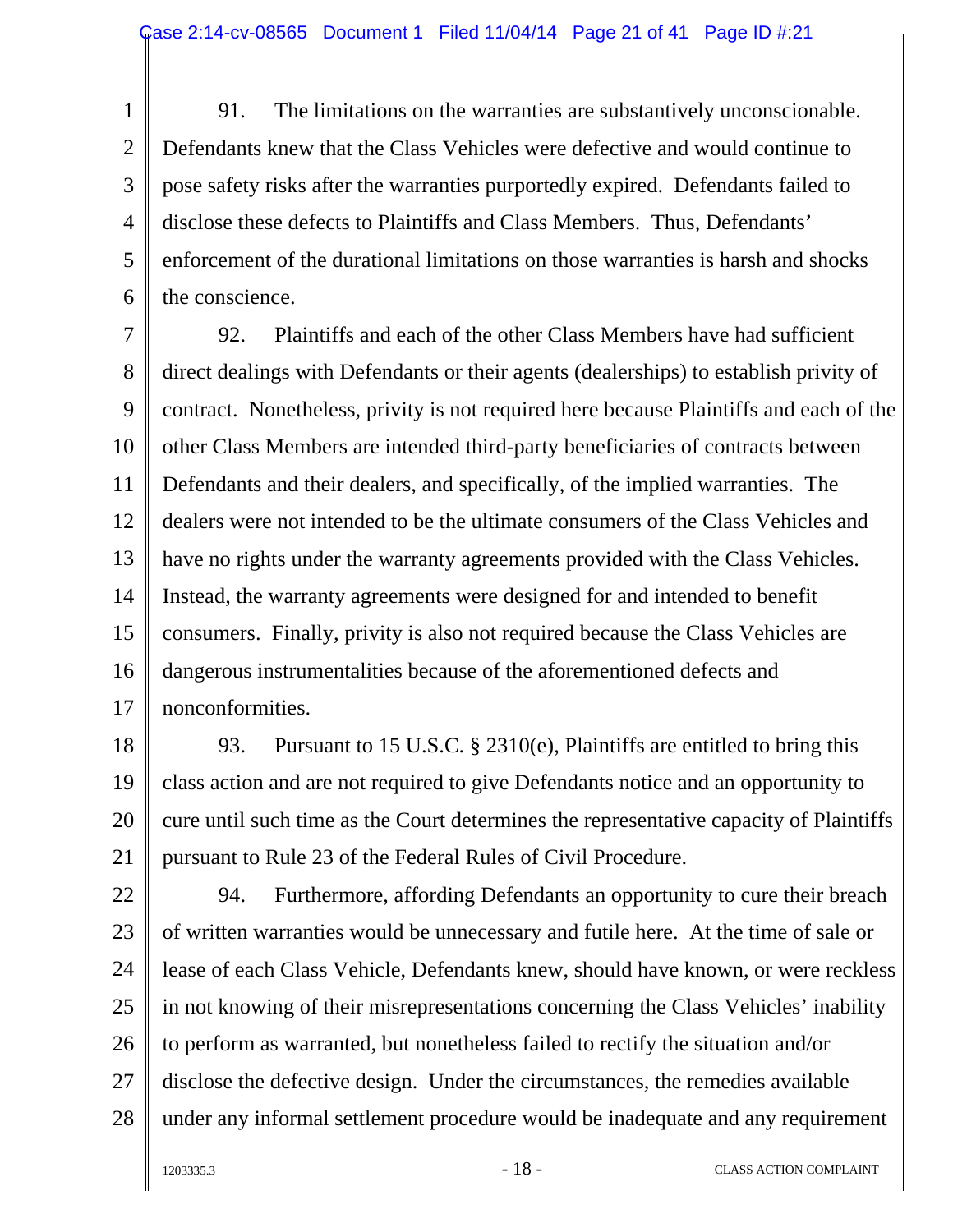91. The limitations on the warranties are substantively unconscionable. Defendants knew that the Class Vehicles were defective and would continue to pose safety risks after the warranties purportedly expired. Defendants failed to disclose these defects to Plaintiffs and Class Members. Thus, Defendants' enforcement of the durational limitations on those warranties is harsh and shocks the conscience.

92. Plaintiffs and each of the other Class Members have had sufficient direct dealings with Defendants or their agents (dealerships) to establish privity of contract. Nonetheless, privity is not required here because Plaintiffs and each of the other Class Members are intended third-party beneficiaries of contracts between Defendants and their dealers, and specifically, of the implied warranties. The dealers were not intended to be the ultimate consumers of the Class Vehicles and have no rights under the warranty agreements provided with the Class Vehicles. Instead, the warranty agreements were designed for and intended to benefit consumers. Finally, privity is also not required because the Class Vehicles are dangerous instrumentalities because of the aforementioned defects and nonconformities.

93. Pursuant to 15 U.S.C. § 2310(e), Plaintiffs are entitled to bring this class action and are not required to give Defendants notice and an opportunity to cure until such time as the Court determines the representative capacity of Plaintiffs pursuant to Rule 23 of the Federal Rules of Civil Procedure.

94. Furthermore, affording Defendants an opportunity to cure their breach of written warranties would be unnecessary and futile here. At the time of sale or lease of each Class Vehicle, Defendants knew, should have known, or were reckless in not knowing of their misrepresentations concerning the Class Vehicles' inability to perform as warranted, but nonetheless failed to rectify the situation and/or disclose the defective design. Under the circumstances, the remedies available under any informal settlement procedure would be inadequate and any requirement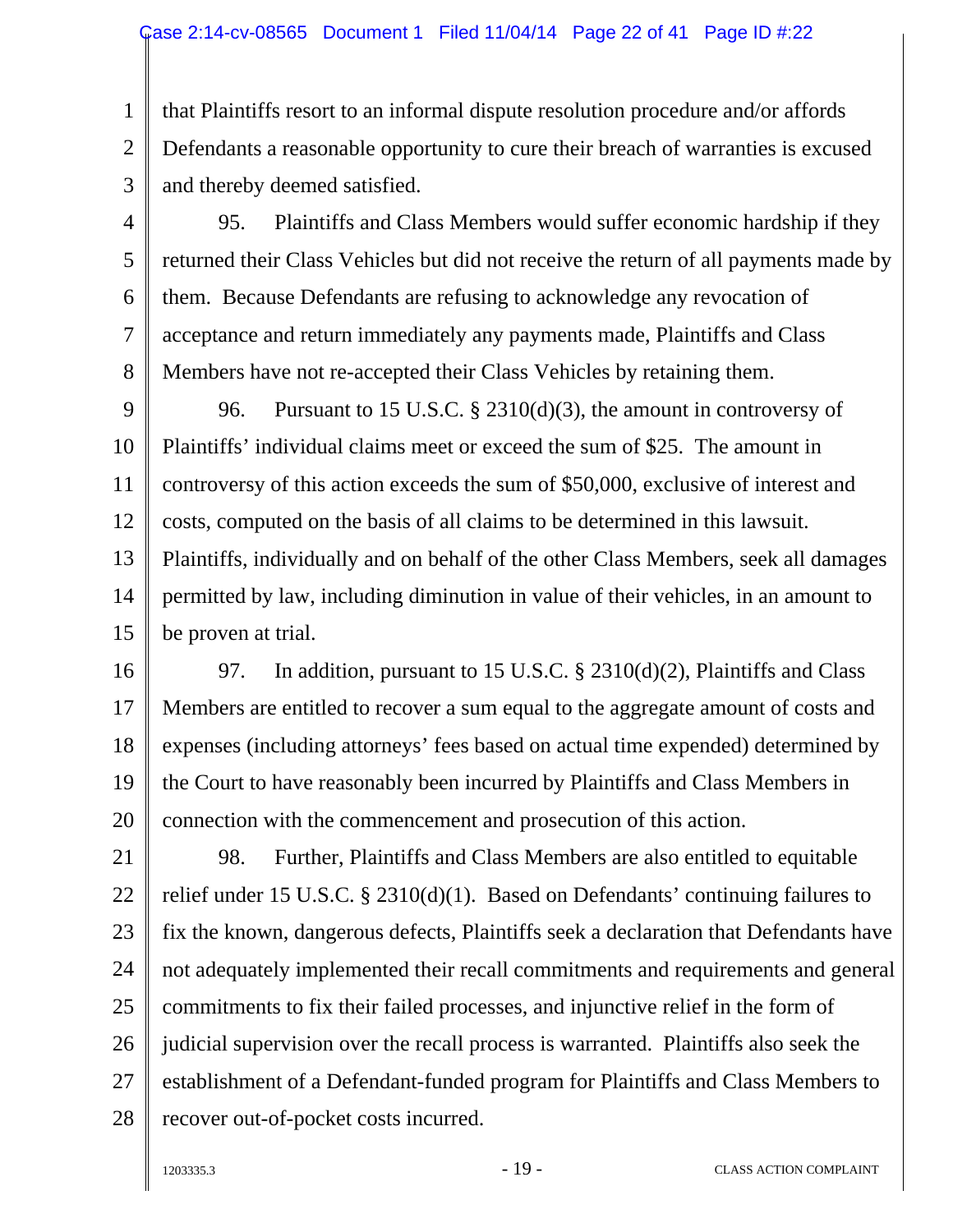that Plaintiffs resort to an informal dispute resolution procedure and/or affords Defendants a reasonable opportunity to cure their breach of warranties is excused and thereby deemed satisfied.

95. Plaintiffs and Class Members would suffer economic hardship if they returned their Class Vehicles but did not receive the return of all payments made by them. Because Defendants are refusing to acknowledge any revocation of acceptance and return immediately any payments made, Plaintiffs and Class Members have not re-accepted their Class Vehicles by retaining them.

96. Pursuant to 15 U.S.C. § 2310(d)(3), the amount in controversy of Plaintiffs' individual claims meet or exceed the sum of $25. The amount in controversy of this action exceeds the sum of $50,000, exclusive of interest and costs, computed on the basis of all claims to be determined in this lawsuit. Plaintiffs, individually and on behalf of the other Class Members, seek all damages permitted by law, including diminution in value of their vehicles, in an amount to be proven at trial.

97. In addition, pursuant to 15 U.S.C. § 2310(d)(2), Plaintiffs and Class Members are entitled to recover a sum equal to the aggregate amount of costs and expenses (including attorneys' fees based on actual time expended) determined by the Court to have reasonably been incurred by Plaintiffs and Class Members in connection with the commencement and prosecution of this action.

98. Further, Plaintiffs and Class Members are also entitled to equitable relief under 15 U.S.C. § 2310(d)(1). Based on Defendants' continuing failures to fix the known, dangerous defects, Plaintiffs seek a declaration that Defendants have not adequately implemented their recall commitments and requirements and general commitments to fix their failed processes, and injunctive relief in the form of judicial supervision over the recall process is warranted. Plaintiffs also seek the establishment of a Defendant-funded program for Plaintiffs and Class Members to recover out-of-pocket costs incurred.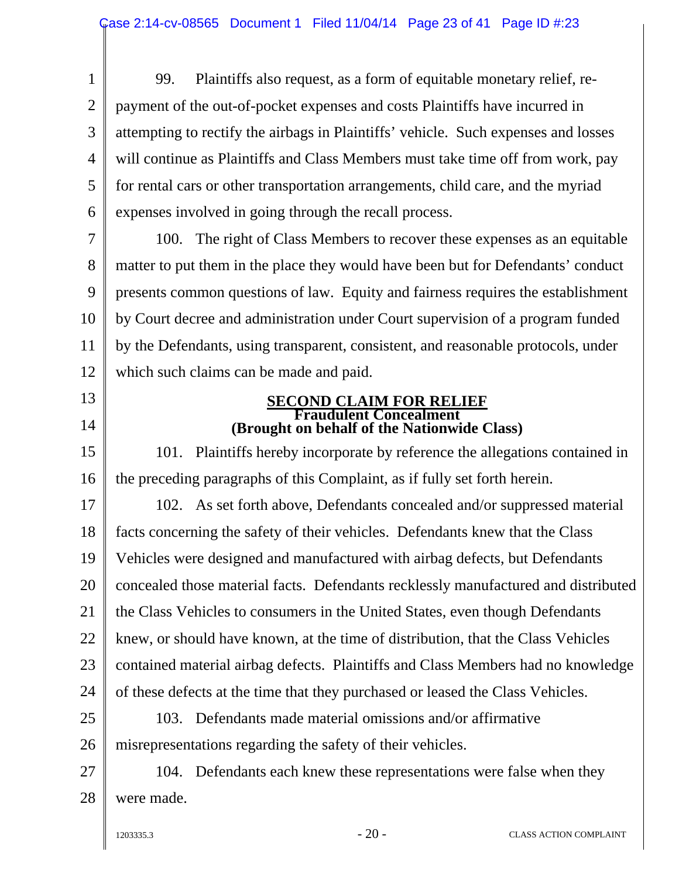99. Plaintiffs also request, as a form of equitable monetary relief, re-payment of the out-of-pocket expenses and costs Plaintiffs have incurred in attempting to rectify the airbags in Plaintiffs' vehicle. Such expenses and losses will continue as Plaintiffs and Class Members must take time off from work, pay for rental cars or other transportation arrangements, child care, and the myriad expenses involved in going through the recall process.

100. The right of Class Members to recover these expenses as an equitable matter to put them in the place they would have been but for Defendants' conduct presents common questions of law. Equity and fairness requires the establishment by Court decree and administration under Court supervision of a program funded by the Defendants, using transparent, consistent, and reasonable protocols, under which such claims can be made and paid.

## SECOND CLAIM FOR RELIEF
**Fraudulent Concealment**
**(Brought on behalf of the Nationwide Class)**

101. Plaintiffs hereby incorporate by reference the allegations contained in the preceding paragraphs of this Complaint, as if fully set forth herein.

102. As set forth above, Defendants concealed and/or suppressed material facts concerning the safety of their vehicles. Defendants knew that the Class Vehicles were designed and manufactured with airbag defects, but Defendants concealed those material facts. Defendants recklessly manufactured and distributed the Class Vehicles to consumers in the United States, even though Defendants knew, or should have known, at the time of distribution, that the Class Vehicles contained material airbag defects. Plaintiffs and Class Members had no knowledge of these defects at the time that they purchased or leased the Class Vehicles.

103. Defendants made material omissions and/or affirmative misrepresentations regarding the safety of their vehicles.

104. Defendants each knew these representations were false when they were made.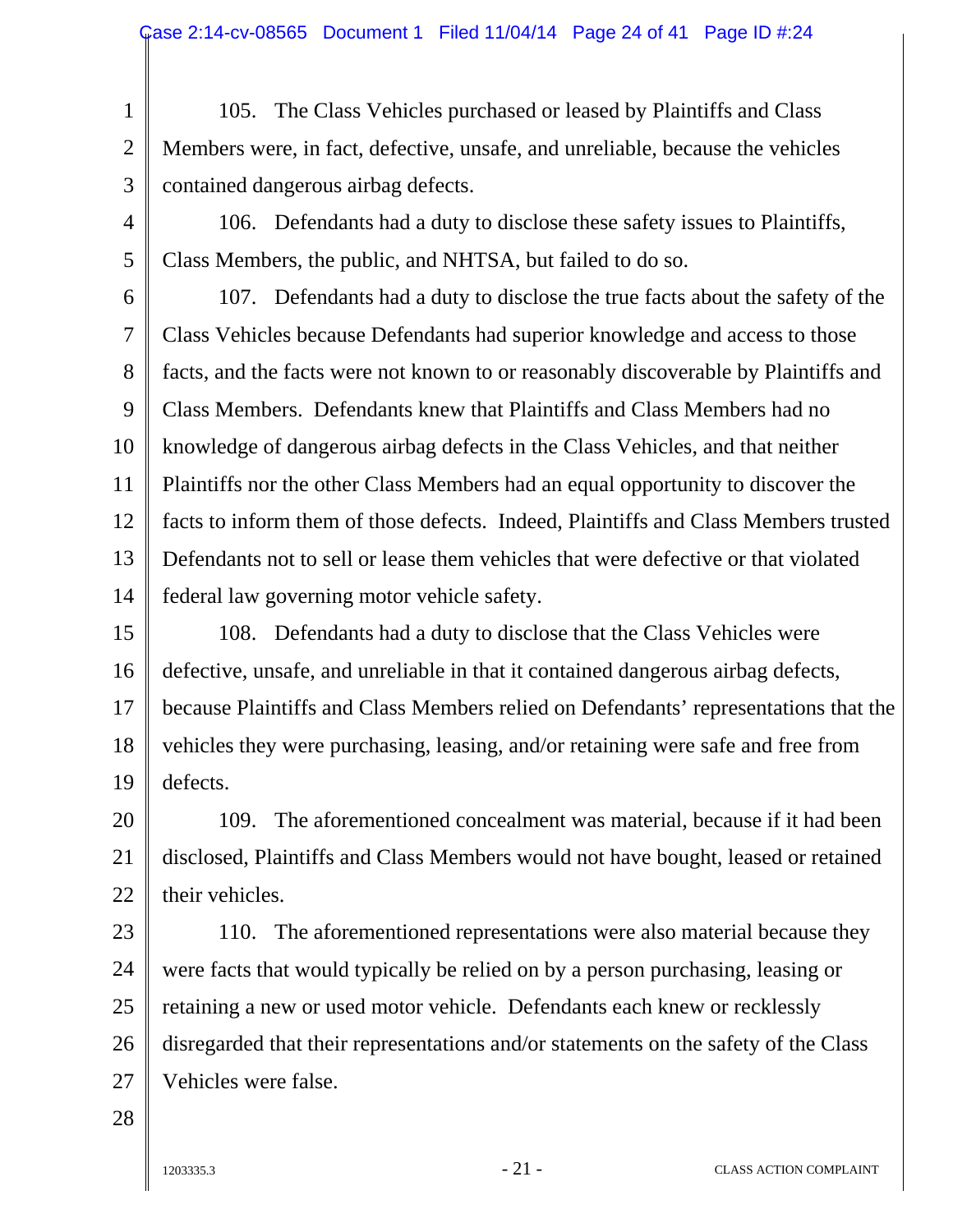105. The Class Vehicles purchased or leased by Plaintiffs and Class Members were, in fact, defective, unsafe, and unreliable, because the vehicles contained dangerous airbag defects.

106. Defendants had a duty to disclose these safety issues to Plaintiffs, Class Members, the public, and NHTSA, but failed to do so.

107. Defendants had a duty to disclose the true facts about the safety of the Class Vehicles because Defendants had superior knowledge and access to those facts, and the facts were not known to or reasonably discoverable by Plaintiffs and Class Members. Defendants knew that Plaintiffs and Class Members had no knowledge of dangerous airbag defects in the Class Vehicles, and that neither Plaintiffs nor the other Class Members had an equal opportunity to discover the facts to inform them of those defects. Indeed, Plaintiffs and Class Members trusted Defendants not to sell or lease them vehicles that were defective or that violated federal law governing motor vehicle safety.

108. Defendants had a duty to disclose that the Class Vehicles were defective, unsafe, and unreliable in that it contained dangerous airbag defects, because Plaintiffs and Class Members relied on Defendants' representations that the vehicles they were purchasing, leasing, and/or retaining were safe and free from defects.

109. The aforementioned concealment was material, because if it had been disclosed, Plaintiffs and Class Members would not have bought, leased or retained their vehicles.

110. The aforementioned representations were also material because they were facts that would typically be relied on by a person purchasing, leasing or retaining a new or used motor vehicle. Defendants each knew or recklessly disregarded that their representations and/or statements on the safety of the Class Vehicles were false.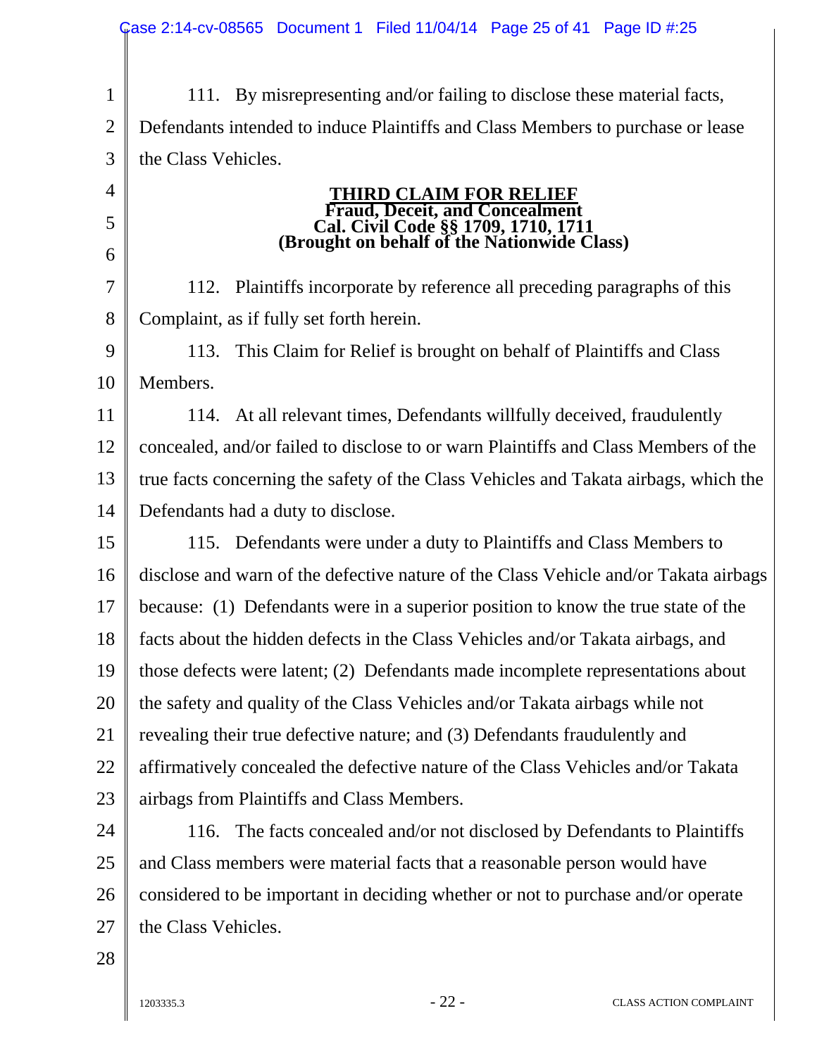111. By misrepresenting and/or failing to disclose these material facts, Defendants intended to induce Plaintiffs and Class Members to purchase or lease the Class Vehicles.

## THIRD CLAIM FOR RELIEF
**Fraud, Deceit, and Concealment**
**Cal. Civil Code §§ 1709, 1710, 1711**
**(Brought on behalf of the Nationwide Class)**

112. Plaintiffs incorporate by reference all preceding paragraphs of this Complaint, as if fully set forth herein.

113. This Claim for Relief is brought on behalf of Plaintiffs and Class Members.

114. At all relevant times, Defendants willfully deceived, fraudulently concealed, and/or failed to disclose to or warn Plaintiffs and Class Members of the true facts concerning the safety of the Class Vehicles and Takata airbags, which the Defendants had a duty to disclose.

115. Defendants were under a duty to Plaintiffs and Class Members to disclose and warn of the defective nature of the Class Vehicle and/or Takata airbags because: (1) Defendants were in a superior position to know the true state of the facts about the hidden defects in the Class Vehicles and/or Takata airbags, and those defects were latent; (2) Defendants made incomplete representations about the safety and quality of the Class Vehicles and/or Takata airbags while not revealing their true defective nature; and (3) Defendants fraudulently and affirmatively concealed the defective nature of the Class Vehicles and/or Takata airbags from Plaintiffs and Class Members.

116. The facts concealed and/or not disclosed by Defendants to Plaintiffs and Class members were material facts that a reasonable person would have considered to be important in deciding whether or not to purchase and/or operate the Class Vehicles.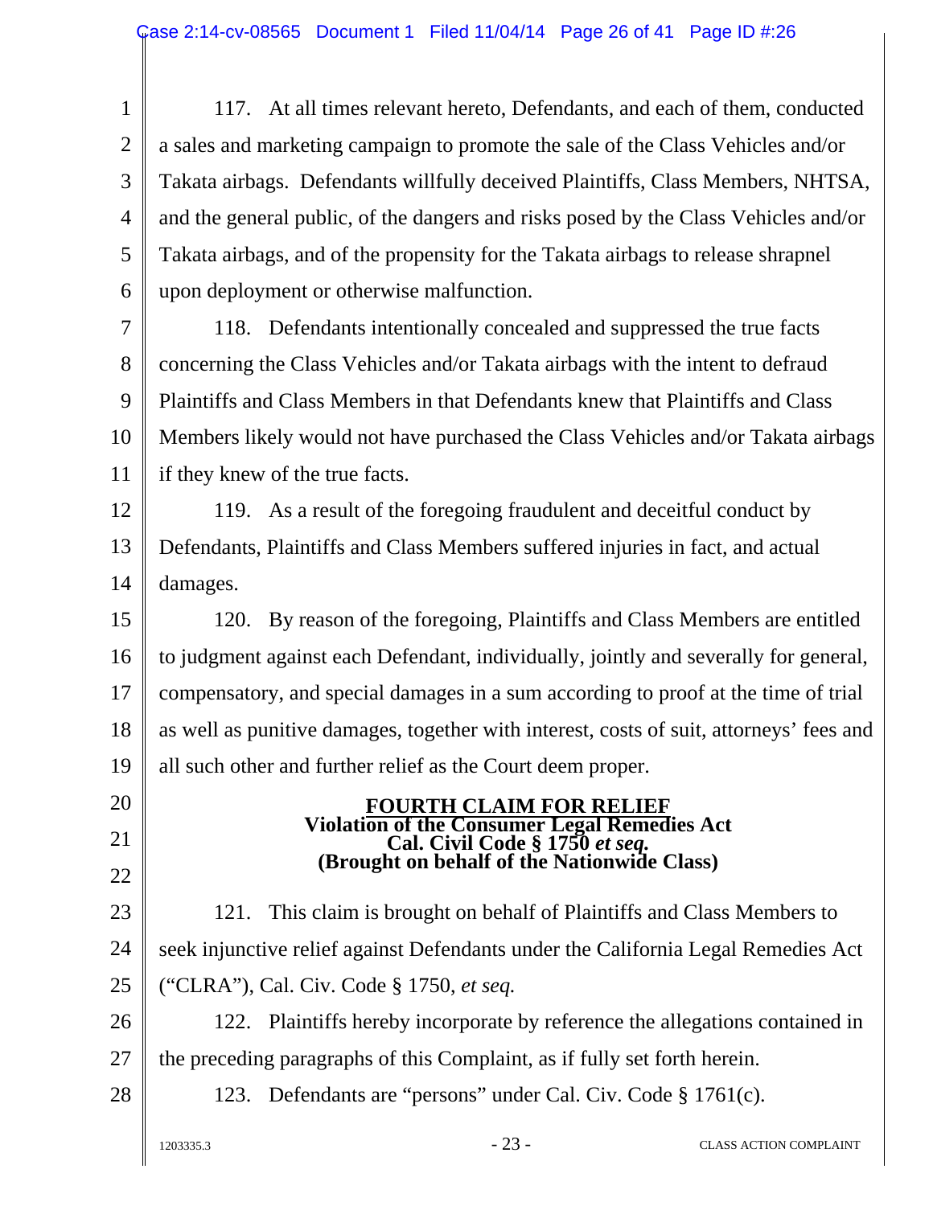117. At all times relevant hereto, Defendants, and each of them, conducted a sales and marketing campaign to promote the sale of the Class Vehicles and/or Takata airbags. Defendants willfully deceived Plaintiffs, Class Members, NHTSA, and the general public, of the dangers and risks posed by the Class Vehicles and/or Takata airbags, and of the propensity for the Takata airbags to release shrapnel upon deployment or otherwise malfunction.

118. Defendants intentionally concealed and suppressed the true facts concerning the Class Vehicles and/or Takata airbags with the intent to defraud Plaintiffs and Class Members in that Defendants knew that Plaintiffs and Class Members likely would not have purchased the Class Vehicles and/or Takata airbags if they knew of the true facts.

119. As a result of the foregoing fraudulent and deceitful conduct by Defendants, Plaintiffs and Class Members suffered injuries in fact, and actual damages.

120. By reason of the foregoing, Plaintiffs and Class Members are entitled to judgment against each Defendant, individually, jointly and severally for general, compensatory, and special damages in a sum according to proof at the time of trial as well as punitive damages, together with interest, costs of suit, attorneys' fees and all such other and further relief as the Court deem proper.

## FOURTH CLAIM FOR RELIEF
**Violation of the Consumer Legal Remedies Act**
**Cal. Civil Code § 1750 *et seq.***
**(Brought on behalf of the Nationwide Class)**

121. This claim is brought on behalf of Plaintiffs and Class Members to seek injunctive relief against Defendants under the California Legal Remedies Act ("CLRA"), Cal. Civ. Code § 1750, *et seq.*

122. Plaintiffs hereby incorporate by reference the allegations contained in the preceding paragraphs of this Complaint, as if fully set forth herein.

123. Defendants are "persons" under Cal. Civ. Code § 1761(c).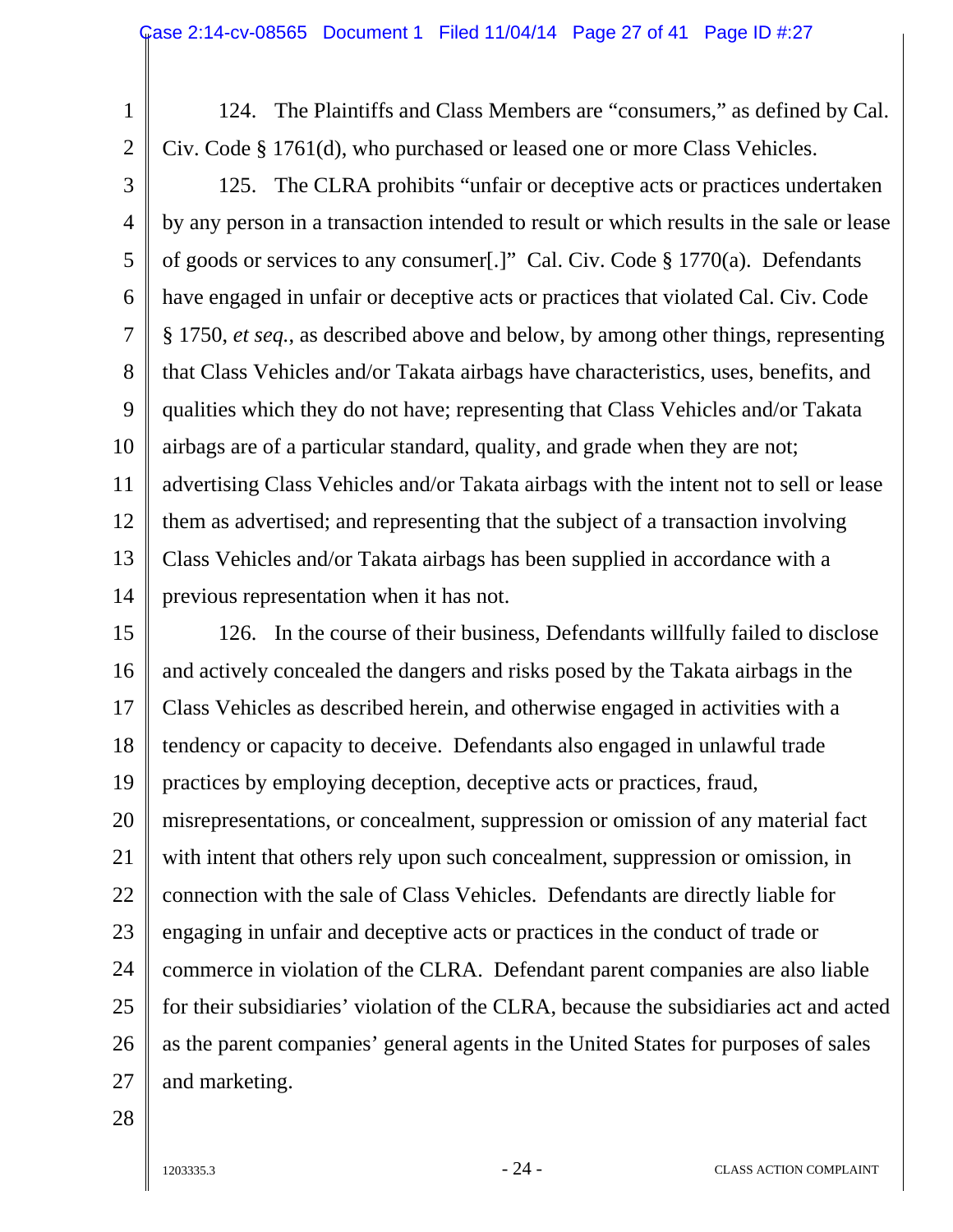124. The Plaintiffs and Class Members are "consumers," as defined by Cal. Civ. Code § 1761(d), who purchased or leased one or more Class Vehicles.

125. The CLRA prohibits "unfair or deceptive acts or practices undertaken by any person in a transaction intended to result or which results in the sale or lease of goods or services to any consumer[.]" Cal. Civ. Code § 1770(a). Defendants have engaged in unfair or deceptive acts or practices that violated Cal. Civ. Code § 1750, *et seq.*, as described above and below, by among other things, representing that Class Vehicles and/or Takata airbags have characteristics, uses, benefits, and qualities which they do not have; representing that Class Vehicles and/or Takata airbags are of a particular standard, quality, and grade when they are not; advertising Class Vehicles and/or Takata airbags with the intent not to sell or lease them as advertised; and representing that the subject of a transaction involving Class Vehicles and/or Takata airbags has been supplied in accordance with a previous representation when it has not.

126. In the course of their business, Defendants willfully failed to disclose and actively concealed the dangers and risks posed by the Takata airbags in the Class Vehicles as described herein, and otherwise engaged in activities with a tendency or capacity to deceive. Defendants also engaged in unlawful trade practices by employing deception, deceptive acts or practices, fraud, misrepresentations, or concealment, suppression or omission of any material fact with intent that others rely upon such concealment, suppression or omission, in connection with the sale of Class Vehicles. Defendants are directly liable for engaging in unfair and deceptive acts or practices in the conduct of trade or commerce in violation of the CLRA. Defendant parent companies are also liable for their subsidiaries' violation of the CLRA, because the subsidiaries act and acted as the parent companies' general agents in the United States for purposes of sales and marketing.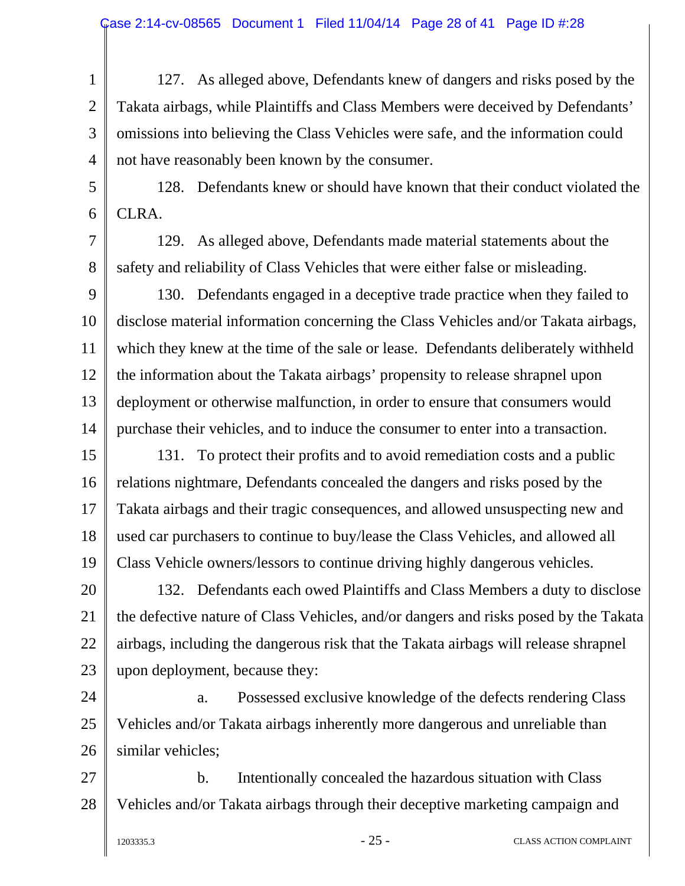127. As alleged above, Defendants knew of dangers and risks posed by the Takata airbags, while Plaintiffs and Class Members were deceived by Defendants' omissions into believing the Class Vehicles were safe, and the information could not have reasonably been known by the consumer.

128. Defendants knew or should have known that their conduct violated the CLRA.

129. As alleged above, Defendants made material statements about the safety and reliability of Class Vehicles that were either false or misleading.

130. Defendants engaged in a deceptive trade practice when they failed to disclose material information concerning the Class Vehicles and/or Takata airbags, which they knew at the time of the sale or lease. Defendants deliberately withheld the information about the Takata airbags' propensity to release shrapnel upon deployment or otherwise malfunction, in order to ensure that consumers would purchase their vehicles, and to induce the consumer to enter into a transaction.

131. To protect their profits and to avoid remediation costs and a public relations nightmare, Defendants concealed the dangers and risks posed by the Takata airbags and their tragic consequences, and allowed unsuspecting new and used car purchasers to continue to buy/lease the Class Vehicles, and allowed all Class Vehicle owners/lessors to continue driving highly dangerous vehicles.

132. Defendants each owed Plaintiffs and Class Members a duty to disclose the defective nature of Class Vehicles, and/or dangers and risks posed by the Takata airbags, including the dangerous risk that the Takata airbags will release shrapnel upon deployment, because they:

a. Possessed exclusive knowledge of the defects rendering Class Vehicles and/or Takata airbags inherently more dangerous and unreliable than similar vehicles;

b. Intentionally concealed the hazardous situation with Class Vehicles and/or Takata airbags through their deceptive marketing campaign and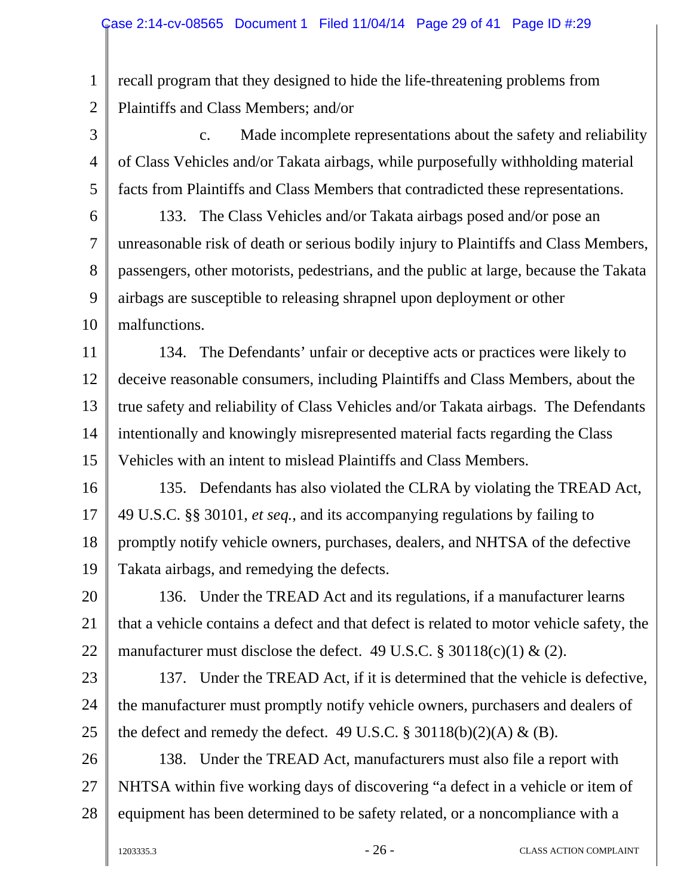recall program that they designed to hide the life-threatening problems from Plaintiffs and Class Members; and/or

c. Made incomplete representations about the safety and reliability of Class Vehicles and/or Takata airbags, while purposefully withholding material facts from Plaintiffs and Class Members that contradicted these representations.

133. The Class Vehicles and/or Takata airbags posed and/or pose an unreasonable risk of death or serious bodily injury to Plaintiffs and Class Members, passengers, other motorists, pedestrians, and the public at large, because the Takata airbags are susceptible to releasing shrapnel upon deployment or other malfunctions.

134. The Defendants' unfair or deceptive acts or practices were likely to deceive reasonable consumers, including Plaintiffs and Class Members, about the true safety and reliability of Class Vehicles and/or Takata airbags. The Defendants intentionally and knowingly misrepresented material facts regarding the Class Vehicles with an intent to mislead Plaintiffs and Class Members.

135. Defendants has also violated the CLRA by violating the TREAD Act, 49 U.S.C. §§ 30101, *et seq.*, and its accompanying regulations by failing to promptly notify vehicle owners, purchases, dealers, and NHTSA of the defective Takata airbags, and remedying the defects.

136. Under the TREAD Act and its regulations, if a manufacturer learns that a vehicle contains a defect and that defect is related to motor vehicle safety, the manufacturer must disclose the defect. 49 U.S.C. § 30118(c)(1) & (2).

137. Under the TREAD Act, if it is determined that the vehicle is defective, the manufacturer must promptly notify vehicle owners, purchasers and dealers of the defect and remedy the defect. 49 U.S.C. § 30118(b)(2)(A) & (B).

138. Under the TREAD Act, manufacturers must also file a report with NHTSA within five working days of discovering "a defect in a vehicle or item of equipment has been determined to be safety related, or a noncompliance with a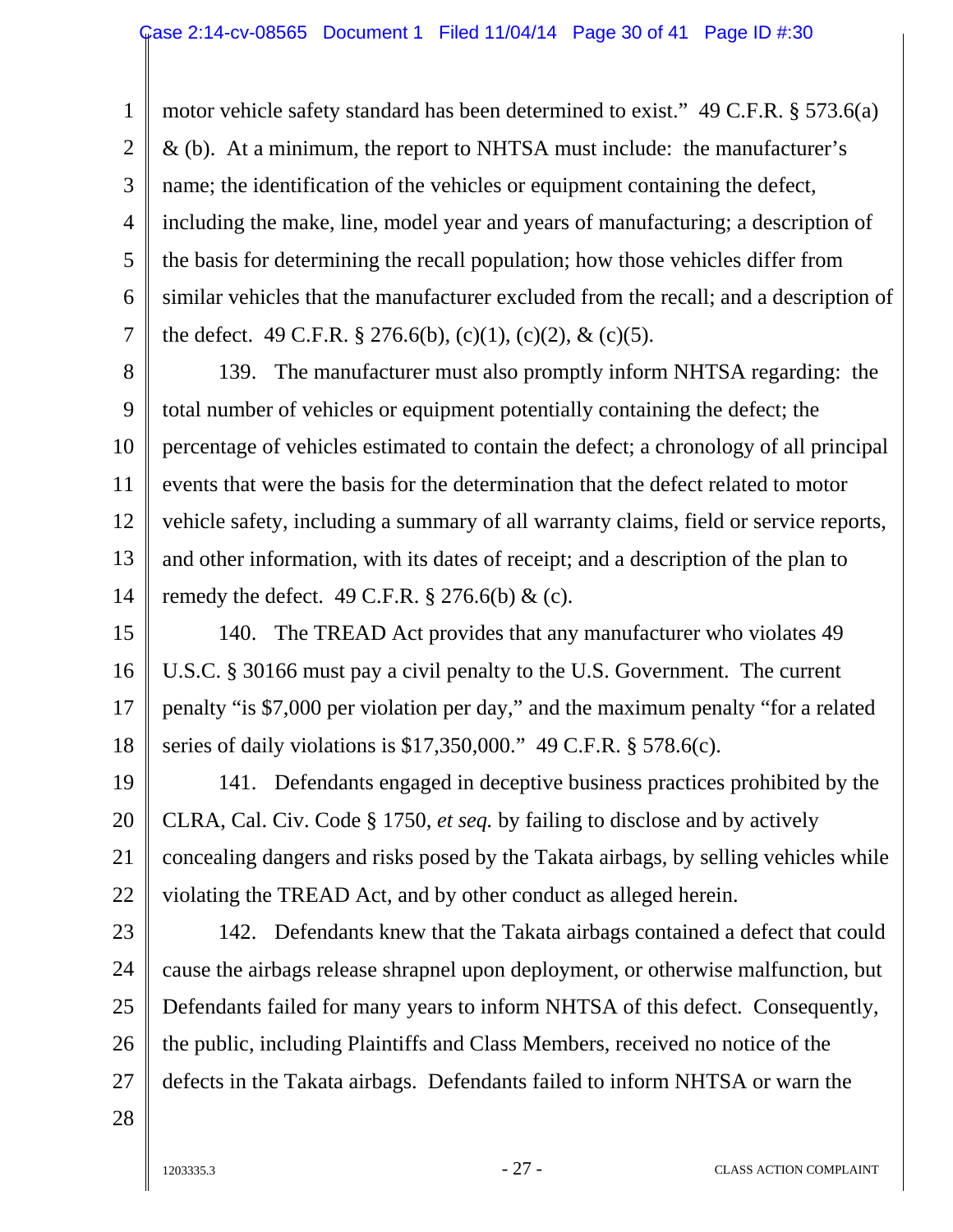motor vehicle safety standard has been determined to exist." 49 C.F.R. § 573.6(a) & (b). At a minimum, the report to NHTSA must include: the manufacturer's name; the identification of the vehicles or equipment containing the defect, including the make, line, model year and years of manufacturing; a description of the basis for determining the recall population; how those vehicles differ from similar vehicles that the manufacturer excluded from the recall; and a description of the defect. 49 C.F.R. § 276.6(b), (c)(1), (c)(2), & (c)(5).

139. The manufacturer must also promptly inform NHTSA regarding: the total number of vehicles or equipment potentially containing the defect; the percentage of vehicles estimated to contain the defect; a chronology of all principal events that were the basis for the determination that the defect related to motor vehicle safety, including a summary of all warranty claims, field or service reports, and other information, with its dates of receipt; and a description of the plan to remedy the defect. 49 C.F.R. § 276.6(b) & (c).

140. The TREAD Act provides that any manufacturer who violates 49 U.S.C. § 30166 must pay a civil penalty to the U.S. Government. The current penalty "is $7,000 per violation per day," and the maximum penalty "for a related series of daily violations is $17,350,000." 49 C.F.R. § 578.6(c).

141. Defendants engaged in deceptive business practices prohibited by the CLRA, Cal. Civ. Code § 1750, *et seq.* by failing to disclose and by actively concealing dangers and risks posed by the Takata airbags, by selling vehicles while violating the TREAD Act, and by other conduct as alleged herein.

142. Defendants knew that the Takata airbags contained a defect that could cause the airbags release shrapnel upon deployment, or otherwise malfunction, but Defendants failed for many years to inform NHTSA of this defect. Consequently, the public, including Plaintiffs and Class Members, received no notice of the defects in the Takata airbags. Defendants failed to inform NHTSA or warn the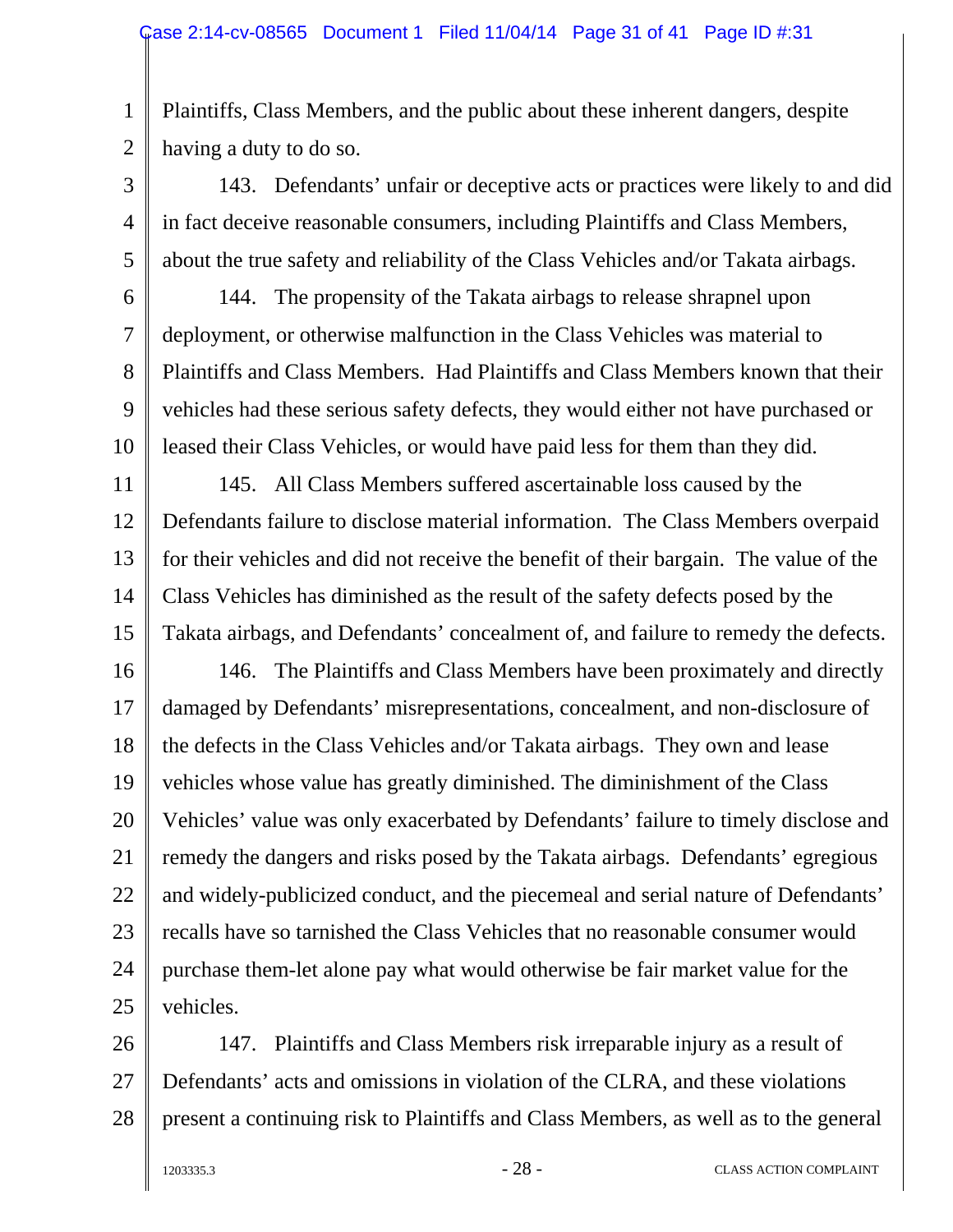Plaintiffs, Class Members, and the public about these inherent dangers, despite having a duty to do so.

143. Defendants' unfair or deceptive acts or practices were likely to and did in fact deceive reasonable consumers, including Plaintiffs and Class Members, about the true safety and reliability of the Class Vehicles and/or Takata airbags.

144. The propensity of the Takata airbags to release shrapnel upon deployment, or otherwise malfunction in the Class Vehicles was material to Plaintiffs and Class Members. Had Plaintiffs and Class Members known that their vehicles had these serious safety defects, they would either not have purchased or leased their Class Vehicles, or would have paid less for them than they did.

145. All Class Members suffered ascertainable loss caused by the Defendants failure to disclose material information. The Class Members overpaid for their vehicles and did not receive the benefit of their bargain. The value of the Class Vehicles has diminished as the result of the safety defects posed by the Takata airbags, and Defendants' concealment of, and failure to remedy the defects.

146. The Plaintiffs and Class Members have been proximately and directly damaged by Defendants' misrepresentations, concealment, and non-disclosure of the defects in the Class Vehicles and/or Takata airbags. They own and lease vehicles whose value has greatly diminished. The diminishment of the Class Vehicles' value was only exacerbated by Defendants' failure to timely disclose and remedy the dangers and risks posed by the Takata airbags. Defendants' egregious and widely-publicized conduct, and the piecemeal and serial nature of Defendants' recalls have so tarnished the Class Vehicles that no reasonable consumer would purchase them-let alone pay what would otherwise be fair market value for the vehicles.

147. Plaintiffs and Class Members risk irreparable injury as a result of Defendants' acts and omissions in violation of the CLRA, and these violations present a continuing risk to Plaintiffs and Class Members, as well as to the general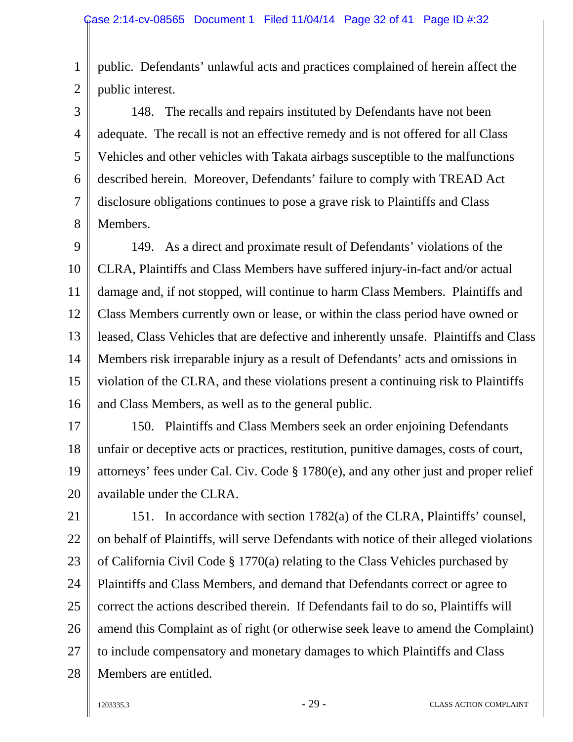public. Defendants' unlawful acts and practices complained of herein affect the public interest.

148. The recalls and repairs instituted by Defendants have not been adequate. The recall is not an effective remedy and is not offered for all Class Vehicles and other vehicles with Takata airbags susceptible to the malfunctions described herein. Moreover, Defendants' failure to comply with TREAD Act disclosure obligations continues to pose a grave risk to Plaintiffs and Class Members.

149. As a direct and proximate result of Defendants' violations of the CLRA, Plaintiffs and Class Members have suffered injury-in-fact and/or actual damage and, if not stopped, will continue to harm Class Members. Plaintiffs and Class Members currently own or lease, or within the class period have owned or leased, Class Vehicles that are defective and inherently unsafe. Plaintiffs and Class Members risk irreparable injury as a result of Defendants' acts and omissions in violation of the CLRA, and these violations present a continuing risk to Plaintiffs and Class Members, as well as to the general public.

150. Plaintiffs and Class Members seek an order enjoining Defendants unfair or deceptive acts or practices, restitution, punitive damages, costs of court, attorneys' fees under Cal. Civ. Code § 1780(e), and any other just and proper relief available under the CLRA.

151. In accordance with section 1782(a) of the CLRA, Plaintiffs' counsel, on behalf of Plaintiffs, will serve Defendants with notice of their alleged violations of California Civil Code § 1770(a) relating to the Class Vehicles purchased by Plaintiffs and Class Members, and demand that Defendants correct or agree to correct the actions described therein. If Defendants fail to do so, Plaintiffs will amend this Complaint as of right (or otherwise seek leave to amend the Complaint) to include compensatory and monetary damages to which Plaintiffs and Class Members are entitled.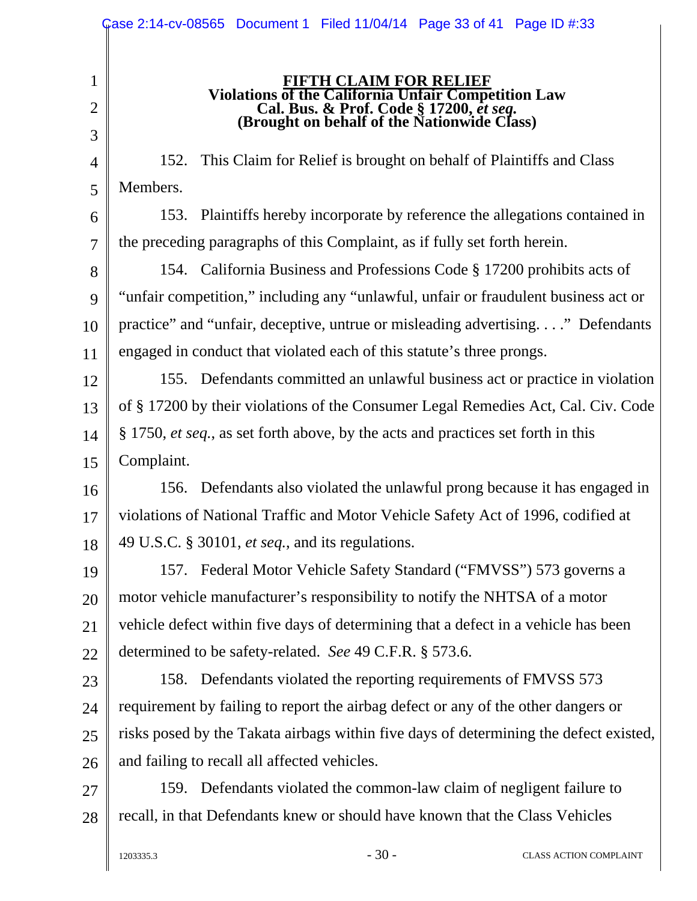**FIFTH CLAIM FOR RELIEF**
**Violations of the California Unfair Competition Law**
**Cal. Bus. & Prof. Code § 17200, *et seq.***
**(Brought on behalf of the Nationwide Class)**

152. This Claim for Relief is brought on behalf of Plaintiffs and Class Members.

153. Plaintiffs hereby incorporate by reference the allegations contained in the preceding paragraphs of this Complaint, as if fully set forth herein.

154. California Business and Professions Code § 17200 prohibits acts of "unfair competition," including any "unlawful, unfair or fraudulent business act or practice" and "unfair, deceptive, untrue or misleading advertising. . . ." Defendants engaged in conduct that violated each of this statute's three prongs.

155. Defendants committed an unlawful business act or practice in violation of § 17200 by their violations of the Consumer Legal Remedies Act, Cal. Civ. Code § 1750, *et seq.*, as set forth above, by the acts and practices set forth in this Complaint.

156. Defendants also violated the unlawful prong because it has engaged in violations of National Traffic and Motor Vehicle Safety Act of 1996, codified at 49 U.S.C. § 30101, *et seq.*, and its regulations.

157. Federal Motor Vehicle Safety Standard ("FMVSS") 573 governs a motor vehicle manufacturer's responsibility to notify the NHTSA of a motor vehicle defect within five days of determining that a defect in a vehicle has been determined to be safety-related. *See* 49 C.F.R. § 573.6.

158. Defendants violated the reporting requirements of FMVSS 573 requirement by failing to report the airbag defect or any of the other dangers or risks posed by the Takata airbags within five days of determining the defect existed, and failing to recall all affected vehicles.

159. Defendants violated the common-law claim of negligent failure to recall, in that Defendants knew or should have known that the Class Vehicles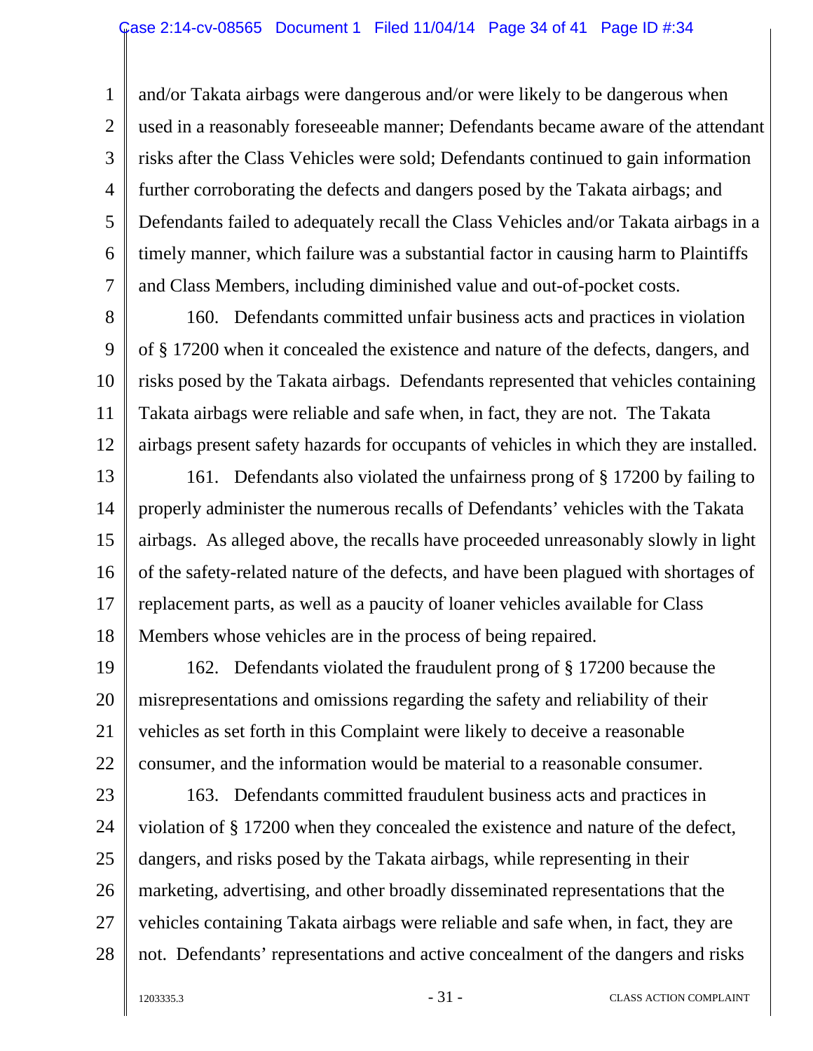and/or Takata airbags were dangerous and/or were likely to be dangerous when used in a reasonably foreseeable manner; Defendants became aware of the attendant risks after the Class Vehicles were sold; Defendants continued to gain information further corroborating the defects and dangers posed by the Takata airbags; and Defendants failed to adequately recall the Class Vehicles and/or Takata airbags in a timely manner, which failure was a substantial factor in causing harm to Plaintiffs and Class Members, including diminished value and out-of-pocket costs.

160. Defendants committed unfair business acts and practices in violation of § 17200 when it concealed the existence and nature of the defects, dangers, and risks posed by the Takata airbags. Defendants represented that vehicles containing Takata airbags were reliable and safe when, in fact, they are not. The Takata airbags present safety hazards for occupants of vehicles in which they are installed.

161. Defendants also violated the unfairness prong of § 17200 by failing to properly administer the numerous recalls of Defendants' vehicles with the Takata airbags. As alleged above, the recalls have proceeded unreasonably slowly in light of the safety-related nature of the defects, and have been plagued with shortages of replacement parts, as well as a paucity of loaner vehicles available for Class Members whose vehicles are in the process of being repaired.

162. Defendants violated the fraudulent prong of § 17200 because the misrepresentations and omissions regarding the safety and reliability of their vehicles as set forth in this Complaint were likely to deceive a reasonable consumer, and the information would be material to a reasonable consumer.

163. Defendants committed fraudulent business acts and practices in violation of § 17200 when they concealed the existence and nature of the defect, dangers, and risks posed by the Takata airbags, while representing in their marketing, advertising, and other broadly disseminated representations that the vehicles containing Takata airbags were reliable and safe when, in fact, they are not. Defendants' representations and active concealment of the dangers and risks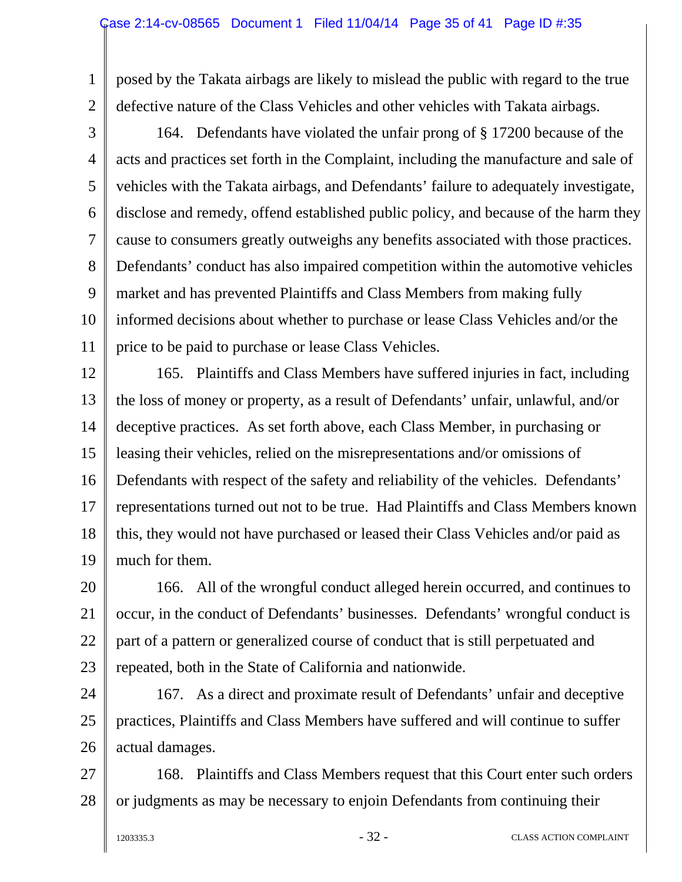posed by the Takata airbags are likely to mislead the public with regard to the true defective nature of the Class Vehicles and other vehicles with Takata airbags.

164. Defendants have violated the unfair prong of § 17200 because of the acts and practices set forth in the Complaint, including the manufacture and sale of vehicles with the Takata airbags, and Defendants' failure to adequately investigate, disclose and remedy, offend established public policy, and because of the harm they cause to consumers greatly outweighs any benefits associated with those practices. Defendants' conduct has also impaired competition within the automotive vehicles market and has prevented Plaintiffs and Class Members from making fully informed decisions about whether to purchase or lease Class Vehicles and/or the price to be paid to purchase or lease Class Vehicles.

165. Plaintiffs and Class Members have suffered injuries in fact, including the loss of money or property, as a result of Defendants' unfair, unlawful, and/or deceptive practices. As set forth above, each Class Member, in purchasing or leasing their vehicles, relied on the misrepresentations and/or omissions of Defendants with respect of the safety and reliability of the vehicles. Defendants' representations turned out not to be true. Had Plaintiffs and Class Members known this, they would not have purchased or leased their Class Vehicles and/or paid as much for them.

166. All of the wrongful conduct alleged herein occurred, and continues to occur, in the conduct of Defendants' businesses. Defendants' wrongful conduct is part of a pattern or generalized course of conduct that is still perpetuated and repeated, both in the State of California and nationwide.

167. As a direct and proximate result of Defendants' unfair and deceptive practices, Plaintiffs and Class Members have suffered and will continue to suffer actual damages.

168. Plaintiffs and Class Members request that this Court enter such orders or judgments as may be necessary to enjoin Defendants from continuing their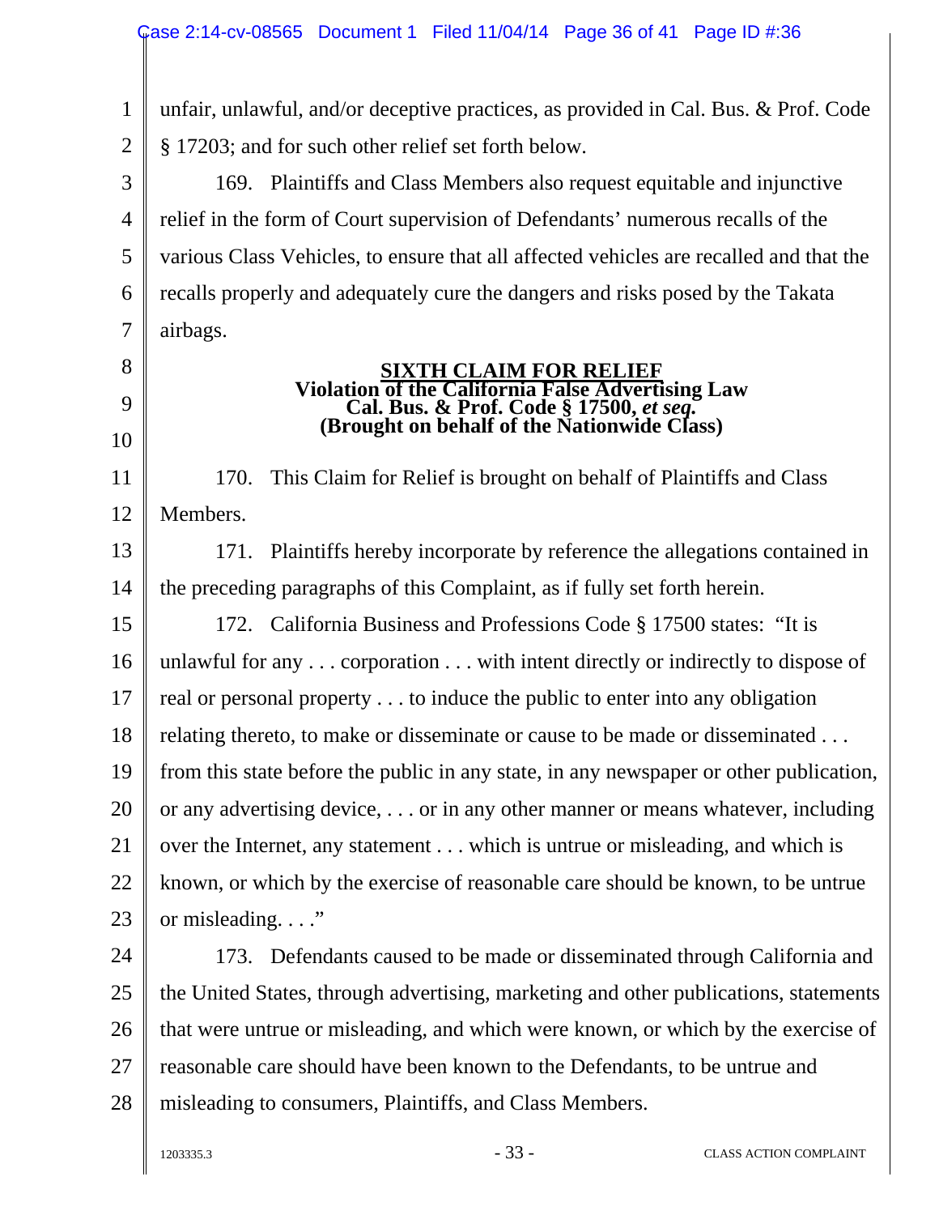unfair, unlawful, and/or deceptive practices, as provided in Cal. Bus. & Prof. Code § 17203; and for such other relief set forth below.

169. Plaintiffs and Class Members also request equitable and injunctive relief in the form of Court supervision of Defendants' numerous recalls of the various Class Vehicles, to ensure that all affected vehicles are recalled and that the recalls properly and adequately cure the dangers and risks posed by the Takata airbags.

## SIXTH CLAIM FOR RELIEF
### Violation of the California False Advertising Law
### Cal. Bus. & Prof. Code § 17500, *et seq.*
### (Brought on behalf of the Nationwide Class)

170. This Claim for Relief is brought on behalf of Plaintiffs and Class Members.

171. Plaintiffs hereby incorporate by reference the allegations contained in the preceding paragraphs of this Complaint, as if fully set forth herein.

172. California Business and Professions Code § 17500 states: "It is unlawful for any . . . corporation . . . with intent directly or indirectly to dispose of real or personal property . . . to induce the public to enter into any obligation relating thereto, to make or disseminate or cause to be made or disseminated . . . from this state before the public in any state, in any newspaper or other publication, or any advertising device, . . . or in any other manner or means whatever, including over the Internet, any statement . . . which is untrue or misleading, and which is known, or which by the exercise of reasonable care should be known, to be untrue or misleading. . . ."

173. Defendants caused to be made or disseminated through California and the United States, through advertising, marketing and other publications, statements that were untrue or misleading, and which were known, or which by the exercise of reasonable care should have been known to the Defendants, to be untrue and misleading to consumers, Plaintiffs, and Class Members.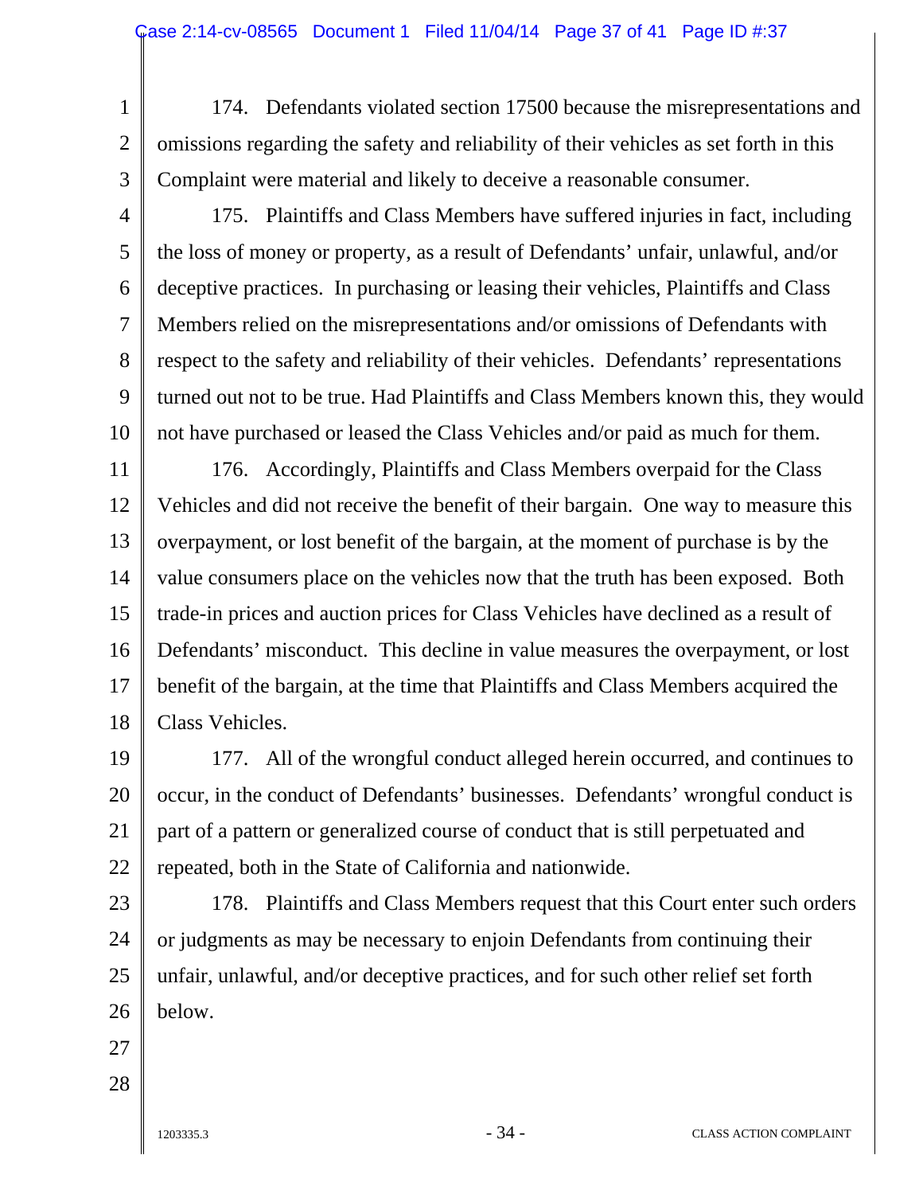174. Defendants violated section 17500 because the misrepresentations and omissions regarding the safety and reliability of their vehicles as set forth in this Complaint were material and likely to deceive a reasonable consumer.

175. Plaintiffs and Class Members have suffered injuries in fact, including the loss of money or property, as a result of Defendants' unfair, unlawful, and/or deceptive practices. In purchasing or leasing their vehicles, Plaintiffs and Class Members relied on the misrepresentations and/or omissions of Defendants with respect to the safety and reliability of their vehicles. Defendants' representations turned out not to be true. Had Plaintiffs and Class Members known this, they would not have purchased or leased the Class Vehicles and/or paid as much for them.

176. Accordingly, Plaintiffs and Class Members overpaid for the Class Vehicles and did not receive the benefit of their bargain. One way to measure this overpayment, or lost benefit of the bargain, at the moment of purchase is by the value consumers place on the vehicles now that the truth has been exposed. Both trade-in prices and auction prices for Class Vehicles have declined as a result of Defendants' misconduct. This decline in value measures the overpayment, or lost benefit of the bargain, at the time that Plaintiffs and Class Members acquired the Class Vehicles.

177. All of the wrongful conduct alleged herein occurred, and continues to occur, in the conduct of Defendants' businesses. Defendants' wrongful conduct is part of a pattern or generalized course of conduct that is still perpetuated and repeated, both in the State of California and nationwide.

178. Plaintiffs and Class Members request that this Court enter such orders or judgments as may be necessary to enjoin Defendants from continuing their unfair, unlawful, and/or deceptive practices, and for such other relief set forth below.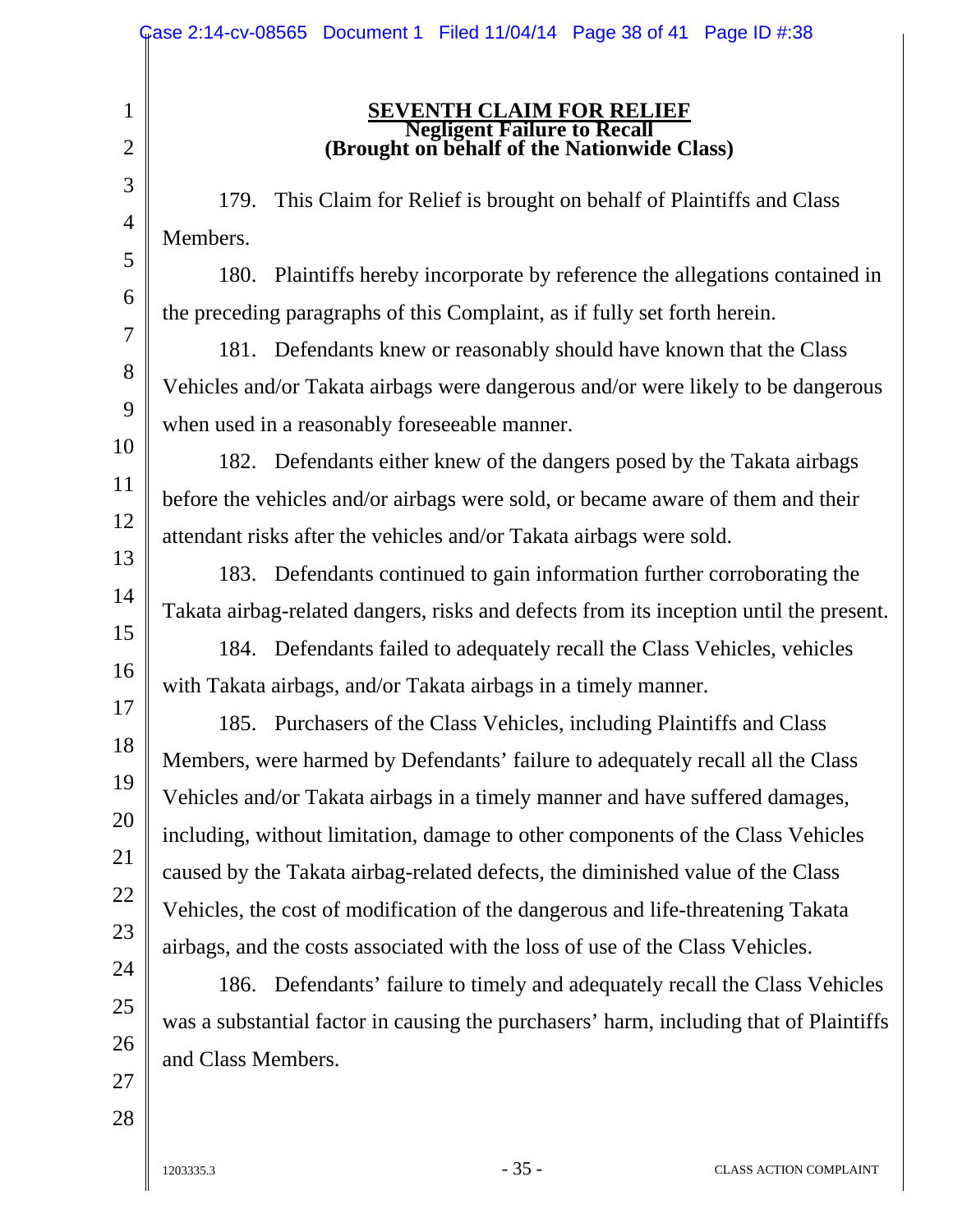## SEVENTH CLAIM FOR RELIEF
### Negligent Failure to Recall
### (Brought on behalf of the Nationwide Class)

179. This Claim for Relief is brought on behalf of Plaintiffs and Class Members.

180. Plaintiffs hereby incorporate by reference the allegations contained in the preceding paragraphs of this Complaint, as if fully set forth herein.

181. Defendants knew or reasonably should have known that the Class Vehicles and/or Takata airbags were dangerous and/or were likely to be dangerous when used in a reasonably foreseeable manner.

182. Defendants either knew of the dangers posed by the Takata airbags before the vehicles and/or airbags were sold, or became aware of them and their attendant risks after the vehicles and/or Takata airbags were sold.

183. Defendants continued to gain information further corroborating the Takata airbag-related dangers, risks and defects from its inception until the present.

184. Defendants failed to adequately recall the Class Vehicles, vehicles with Takata airbags, and/or Takata airbags in a timely manner.

185. Purchasers of the Class Vehicles, including Plaintiffs and Class Members, were harmed by Defendants' failure to adequately recall all the Class Vehicles and/or Takata airbags in a timely manner and have suffered damages, including, without limitation, damage to other components of the Class Vehicles caused by the Takata airbag-related defects, the diminished value of the Class Vehicles, the cost of modification of the dangerous and life-threatening Takata airbags, and the costs associated with the loss of use of the Class Vehicles.

186. Defendants' failure to timely and adequately recall the Class Vehicles was a substantial factor in causing the purchasers' harm, including that of Plaintiffs and Class Members.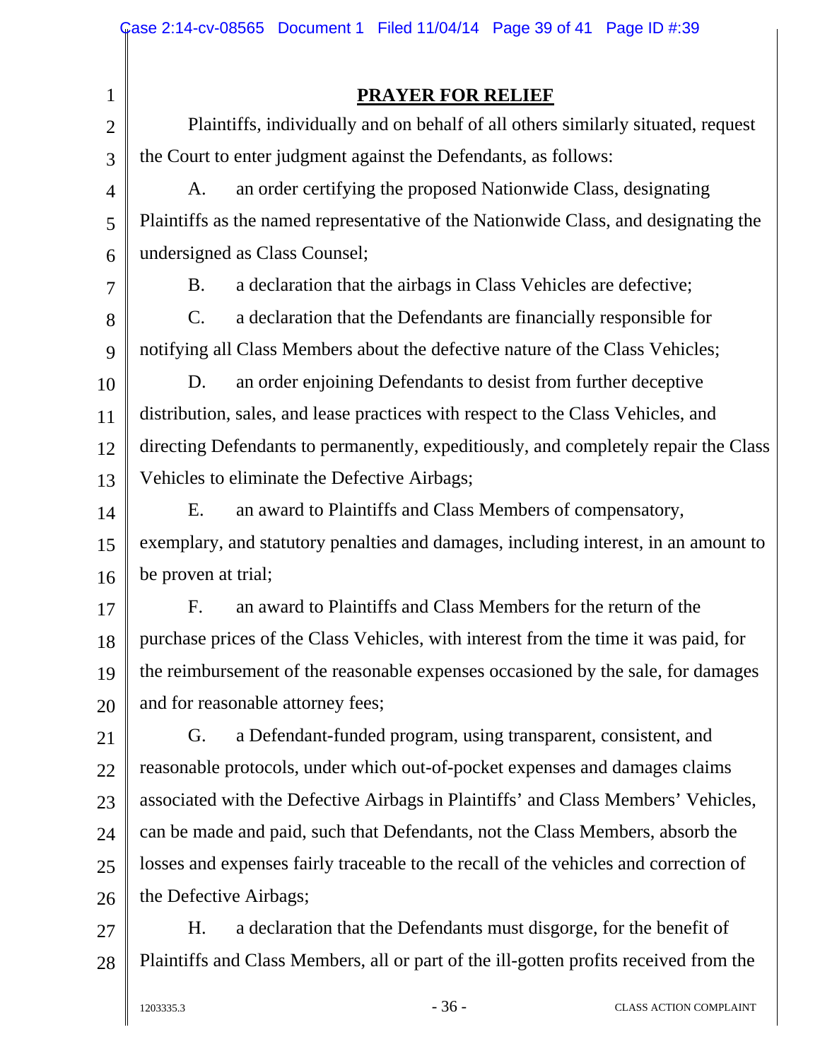## PRAYER FOR RELIEF

Plaintiffs, individually and on behalf of all others similarly situated, request the Court to enter judgment against the Defendants, as follows:

A. an order certifying the proposed Nationwide Class, designating Plaintiffs as the named representative of the Nationwide Class, and designating the undersigned as Class Counsel;

B. a declaration that the airbags in Class Vehicles are defective;

C. a declaration that the Defendants are financially responsible for notifying all Class Members about the defective nature of the Class Vehicles;

D. an order enjoining Defendants to desist from further deceptive distribution, sales, and lease practices with respect to the Class Vehicles, and directing Defendants to permanently, expeditiously, and completely repair the Class Vehicles to eliminate the Defective Airbags;

E. an award to Plaintiffs and Class Members of compensatory, exemplary, and statutory penalties and damages, including interest, in an amount to be proven at trial;

F. an award to Plaintiffs and Class Members for the return of the purchase prices of the Class Vehicles, with interest from the time it was paid, for the reimbursement of the reasonable expenses occasioned by the sale, for damages and for reasonable attorney fees;

G. a Defendant-funded program, using transparent, consistent, and reasonable protocols, under which out-of-pocket expenses and damages claims associated with the Defective Airbags in Plaintiffs' and Class Members' Vehicles, can be made and paid, such that Defendants, not the Class Members, absorb the losses and expenses fairly traceable to the recall of the vehicles and correction of the Defective Airbags;

H. a declaration that the Defendants must disgorge, for the benefit of Plaintiffs and Class Members, all or part of the ill-gotten profits received from the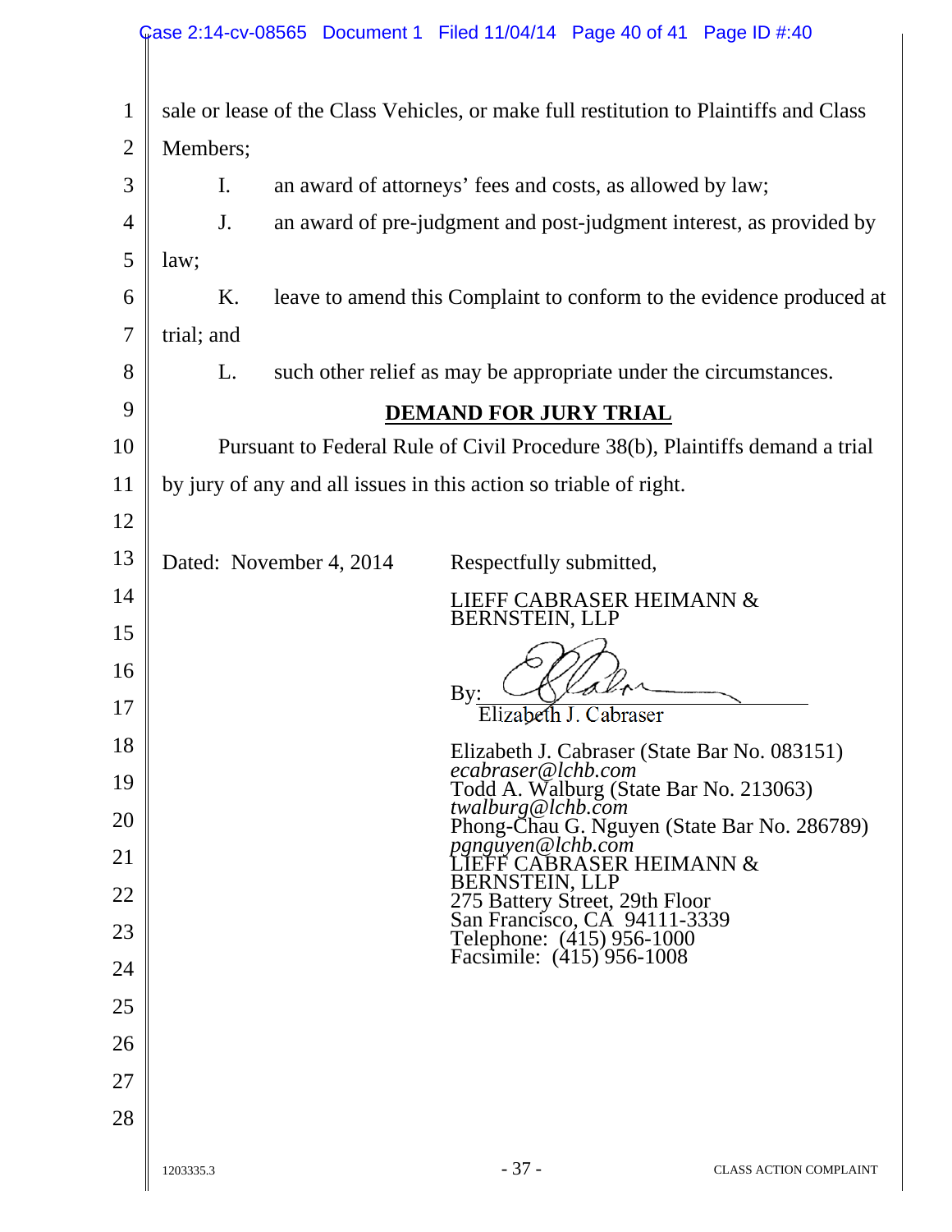sale or lease of the Class Vehicles, or make full restitution to Plaintiffs and Class Members;

I. an award of attorneys' fees and costs, as allowed by law;

J. an award of pre-judgment and post-judgment interest, as provided by law;

K. leave to amend this Complaint to conform to the evidence produced at trial; and

L. such other relief as may be appropriate under the circumstances.

## DEMAND FOR JURY TRIAL

Pursuant to Federal Rule of Civil Procedure 38(b), Plaintiffs demand a trial by jury of any and all issues in this action so triable of right.

Dated: November 4, 2014

Respectfully submitted,

LIEFF CABRASER HEIMANN & BERNSTEIN, LLP

By: Elizabeth J. Cabraser

Elizabeth J. Cabraser (State Bar No. 083151)
*ecabraser@lchb.com*
Todd A. Walburg (State Bar No. 213063)
*twalburg@lchb.com*
Phong-Chau G. Nguyen (State Bar No. 286789)
*pgnguyen@lchb.com*
LIEFF CABRASER HEIMANN & BERNSTEIN, LLP
275 Battery Street, 29th Floor
San Francisco, CA 94111-3339
Telephone: (415) 956-1000
Facsimile: (415) 956-1008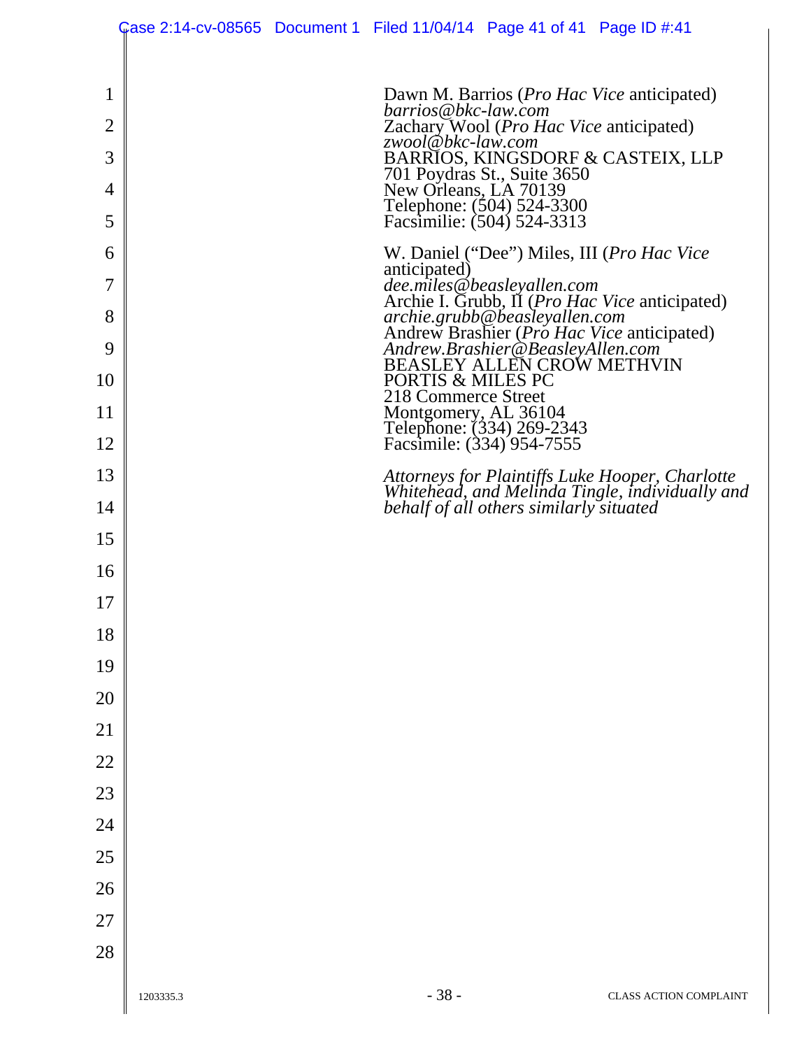Dawn M. Barrios (*Pro Hac Vice* anticipated)
*barrios@bkc-law.com*
Zachary Wool (*Pro Hac Vice* anticipated)
*zwool@bkc-law.com*
BARRIOS, KINGSDORF & CASTEIX, LLP
701 Poydras St., Suite 3650
New Orleans, LA 70139
Telephone: (504) 524-3300
Facsimilie: (504) 524-3313

W. Daniel ("Dee") Miles, III (*Pro Hac Vice* anticipated)
*dee.miles@beasleyallen.com*
Archie I. Grubb, II (*Pro Hac Vice* anticipated)
*archie.grubb@beasleyallen.com*
Andrew Brashier (*Pro Hac Vice* anticipated)
*Andrew.Brashier@BeasleyAllen.com*
BEASLEY ALLEN CROW METHVIN PORTIS & MILES PC
218 Commerce Street
Montgomery, AL 36104
Telephone: (334) 269-2343
Facsimile: (334) 954-7555

*Attorneys for Plaintiffs Luke Hooper, Charlotte Whitehead, and Melinda Tingle, individually and behalf of all others similarly situated*